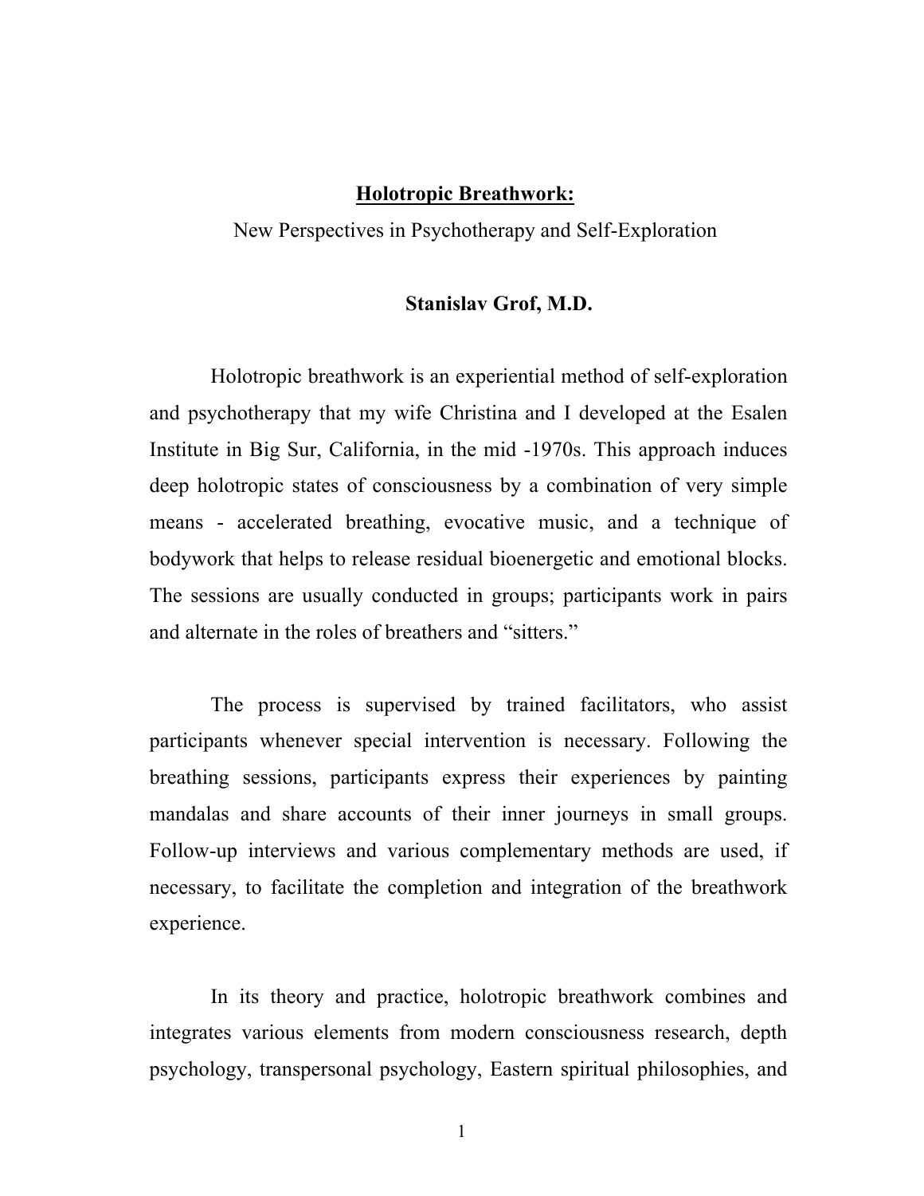# Holotropic Breathwork:

New Perspectives in Psychotherapy and Self-Exploration

**Stanislav Grof, M.D.**

Holotropic breathwork is an experiential method of self-exploration and psychotherapy that my wife Christina and I developed at the Esalen Institute in Big Sur, California, in the mid -1970s. This approach induces deep holotropic states of consciousness by a combination of very simple means - accelerated breathing, evocative music, and a technique of bodywork that helps to release residual bioenergetic and emotional blocks. The sessions are usually conducted in groups; participants work in pairs and alternate in the roles of breathers and "sitters."

The process is supervised by trained facilitators, who assist participants whenever special intervention is necessary. Following the breathing sessions, participants express their experiences by painting mandalas and share accounts of their inner journeys in small groups. Follow-up interviews and various complementary methods are used, if necessary, to facilitate the completion and integration of the breathwork experience.

In its theory and practice, holotropic breathwork combines and integrates various elements from modern consciousness research, depth psychology, transpersonal psychology, Eastern spiritual philosophies, and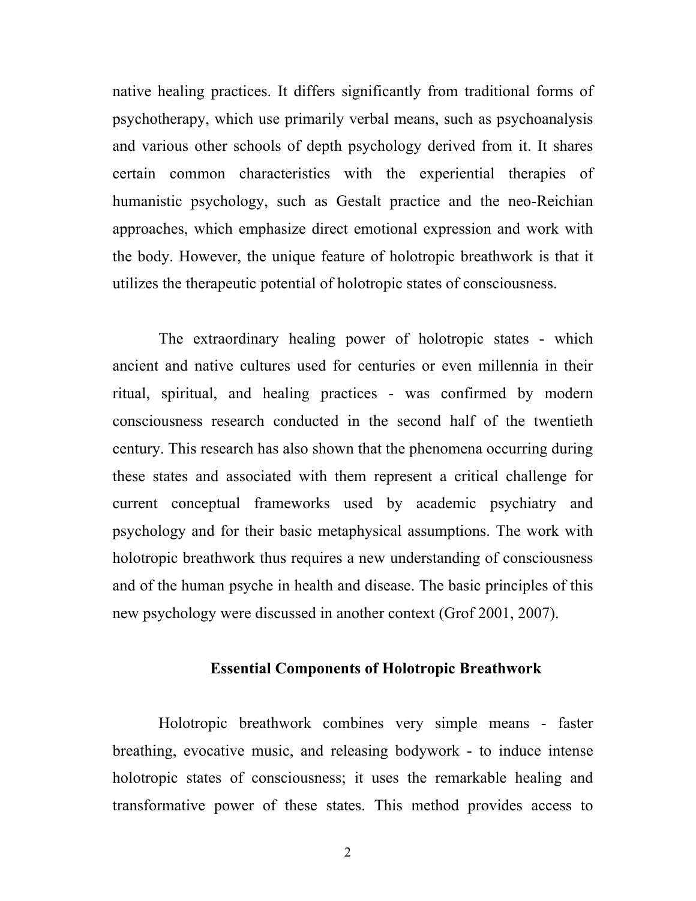native healing practices. It differs significantly from traditional forms of psychotherapy, which use primarily verbal means, such as psychoanalysis and various other schools of depth psychology derived from it. It shares certain common characteristics with the experiential therapies of humanistic psychology, such as Gestalt practice and the neo-Reichian approaches, which emphasize direct emotional expression and work with the body. However, the unique feature of holotropic breathwork is that it utilizes the therapeutic potential of holotropic states of consciousness.

The extraordinary healing power of holotropic states - which ancient and native cultures used for centuries or even millennia in their ritual, spiritual, and healing practices - was confirmed by modern consciousness research conducted in the second half of the twentieth century. This research has also shown that the phenomena occurring during these states and associated with them represent a critical challenge for current conceptual frameworks used by academic psychiatry and psychology and for their basic metaphysical assumptions. The work with holotropic breathwork thus requires a new understanding of consciousness and of the human psyche in health and disease. The basic principles of this new psychology were discussed in another context (Grof 2001, 2007).

## Essential Components of Holotropic Breathwork

Holotropic breathwork combines very simple means - faster breathing, evocative music, and releasing bodywork - to induce intense holotropic states of consciousness; it uses the remarkable healing and transformative power of these states. This method provides access to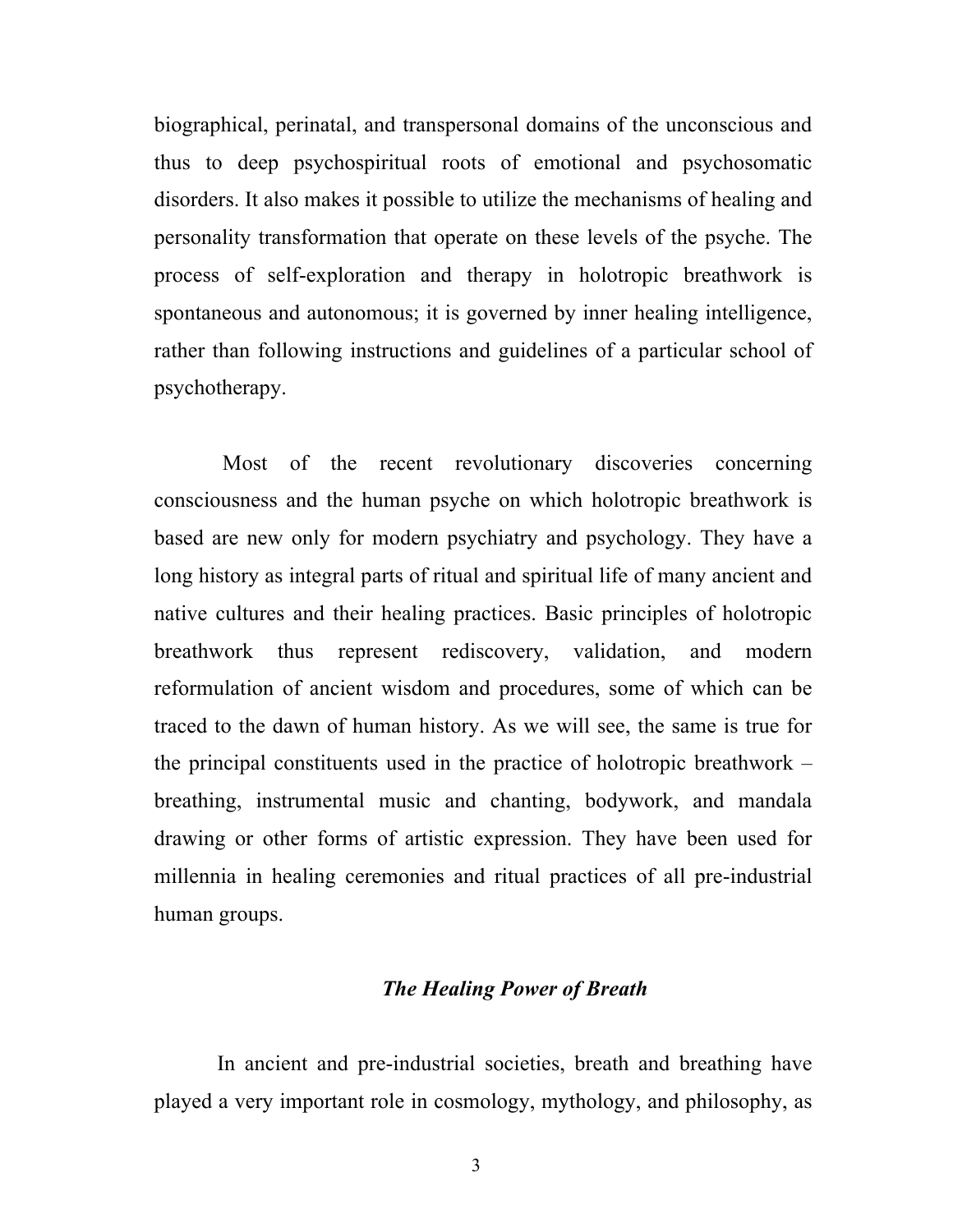biographical, perinatal, and transpersonal domains of the unconscious and thus to deep psychospiritual roots of emotional and psychosomatic disorders. It also makes it possible to utilize the mechanisms of healing and personality transformation that operate on these levels of the psyche. The process of self-exploration and therapy in holotropic breathwork is spontaneous and autonomous; it is governed by inner healing intelligence, rather than following instructions and guidelines of a particular school of psychotherapy.

Most of the recent revolutionary discoveries concerning consciousness and the human psyche on which holotropic breathwork is based are new only for modern psychiatry and psychology. They have a long history as integral parts of ritual and spiritual life of many ancient and native cultures and their healing practices. Basic principles of holotropic breathwork thus represent rediscovery, validation, and modern reformulation of ancient wisdom and procedures, some of which can be traced to the dawn of human history. As we will see, the same is true for the principal constituents used in the practice of holotropic breathwork – breathing, instrumental music and chanting, bodywork, and mandala drawing or other forms of artistic expression. They have been used for millennia in healing ceremonies and ritual practices of all pre-industrial human groups.

### *The Healing Power of Breath*

In ancient and pre-industrial societies, breath and breathing have played a very important role in cosmology, mythology, and philosophy, as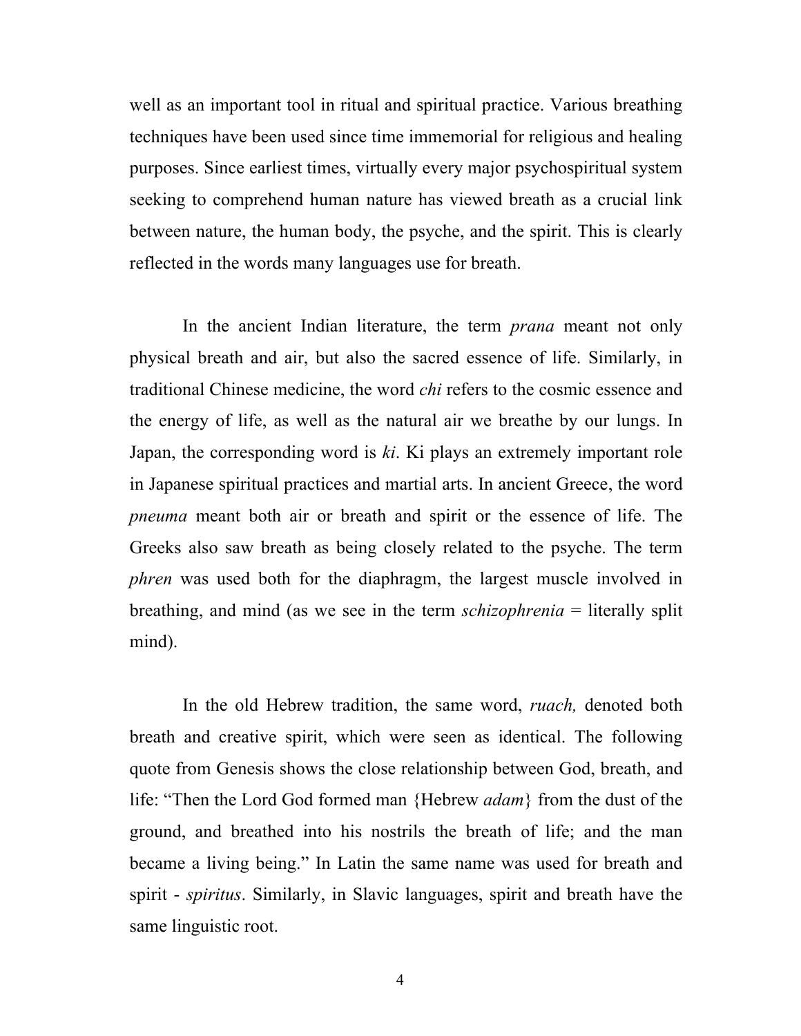well as an important tool in ritual and spiritual practice. Various breathing techniques have been used since time immemorial for religious and healing purposes. Since earliest times, virtually every major psychospiritual system seeking to comprehend human nature has viewed breath as a crucial link between nature, the human body, the psyche, and the spirit. This is clearly reflected in the words many languages use for breath.

In the ancient Indian literature, the term *prana* meant not only physical breath and air, but also the sacred essence of life. Similarly, in traditional Chinese medicine, the word *chi* refers to the cosmic essence and the energy of life, as well as the natural air we breathe by our lungs. In Japan, the corresponding word is *ki*. Ki plays an extremely important role in Japanese spiritual practices and martial arts. In ancient Greece, the word *pneuma* meant both air or breath and spirit or the essence of life. The Greeks also saw breath as being closely related to the psyche. The term *phren* was used both for the diaphragm, the largest muscle involved in breathing, and mind (as we see in the term *schizophrenia* = literally split mind).

In the old Hebrew tradition, the same word, *ruach,* denoted both breath and creative spirit, which were seen as identical. The following quote from Genesis shows the close relationship between God, breath, and life: "Then the Lord God formed man {Hebrew *adam*} from the dust of the ground, and breathed into his nostrils the breath of life; and the man became a living being." In Latin the same name was used for breath and spirit - *spiritus*. Similarly, in Slavic languages, spirit and breath have the same linguistic root.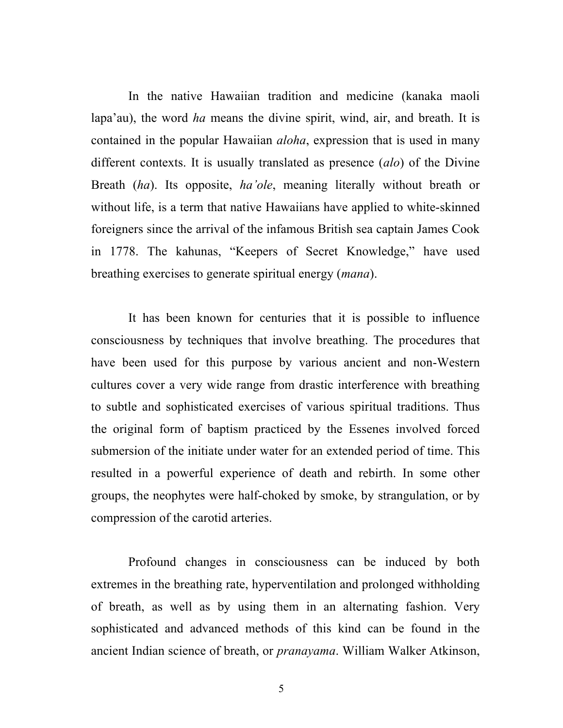In the native Hawaiian tradition and medicine (kanaka maoli lapa'au), the word *ha* means the divine spirit, wind, air, and breath. It is contained in the popular Hawaiian *aloha*, expression that is used in many different contexts. It is usually translated as presence (*alo*) of the Divine Breath (*ha*). Its opposite, *ha'ole*, meaning literally without breath or without life, is a term that native Hawaiians have applied to white-skinned foreigners since the arrival of the infamous British sea captain James Cook in 1778. The kahunas, "Keepers of Secret Knowledge," have used breathing exercises to generate spiritual energy (*mana*).

It has been known for centuries that it is possible to influence consciousness by techniques that involve breathing. The procedures that have been used for this purpose by various ancient and non-Western cultures cover a very wide range from drastic interference with breathing to subtle and sophisticated exercises of various spiritual traditions. Thus the original form of baptism practiced by the Essenes involved forced submersion of the initiate under water for an extended period of time. This resulted in a powerful experience of death and rebirth. In some other groups, the neophytes were half-choked by smoke, by strangulation, or by compression of the carotid arteries.

Profound changes in consciousness can be induced by both extremes in the breathing rate, hyperventilation and prolonged withholding of breath, as well as by using them in an alternating fashion. Very sophisticated and advanced methods of this kind can be found in the ancient Indian science of breath, or *pranayama*. William Walker Atkinson,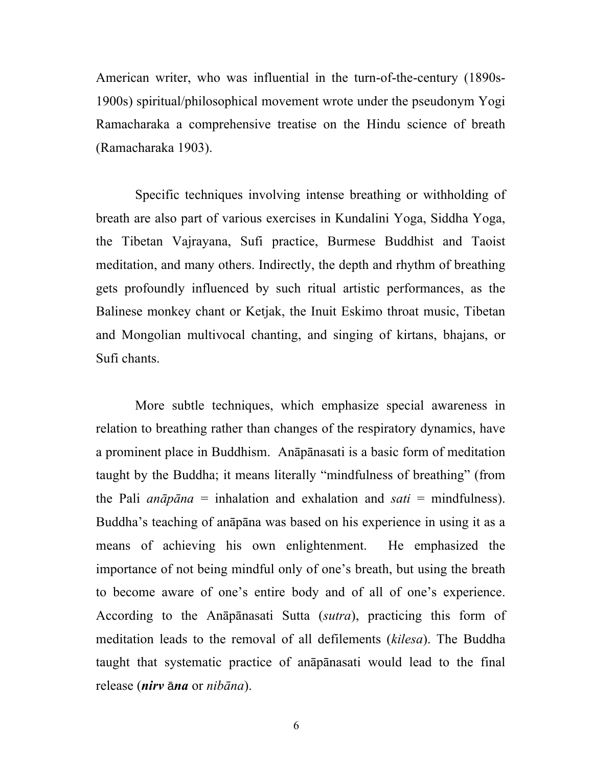American writer, who was influential in the turn-of-the-century (1890s-1900s) spiritual/philosophical movement wrote under the pseudonym Yogi Ramacharaka a comprehensive treatise on the Hindu science of breath (Ramacharaka 1903).

Specific techniques involving intense breathing or withholding of breath are also part of various exercises in Kundalini Yoga, Siddha Yoga, the Tibetan Vajrayana, Sufi practice, Burmese Buddhist and Taoist meditation, and many others. Indirectly, the depth and rhythm of breathing gets profoundly influenced by such ritual artistic performances, as the Balinese monkey chant or Ketjak, the Inuit Eskimo throat music, Tibetan and Mongolian multivocal chanting, and singing of kirtans, bhajans, or Sufi chants.

More subtle techniques, which emphasize special awareness in relation to breathing rather than changes of the respiratory dynamics, have a prominent place in Buddhism. Anāpānasati is a basic form of meditation taught by the Buddha; it means literally "mindfulness of breathing" (from the Pali *anāpāna* = inhalation and exhalation and *sati* = mindfulness). Buddha's teaching of anāpāna was based on his experience in using it as a means of achieving his own enlightenment. He emphasized the importance of not being mindful only of one's breath, but using the breath to become aware of one's entire body and of all of one's experience. According to the Anāpānasati Sutta (*sutra*), practicing this form of meditation leads to the removal of all defilements (*kilesa*). The Buddha taught that systematic practice of anāpānasati would lead to the final release (***nirv* ā*na*** or *nibāna*).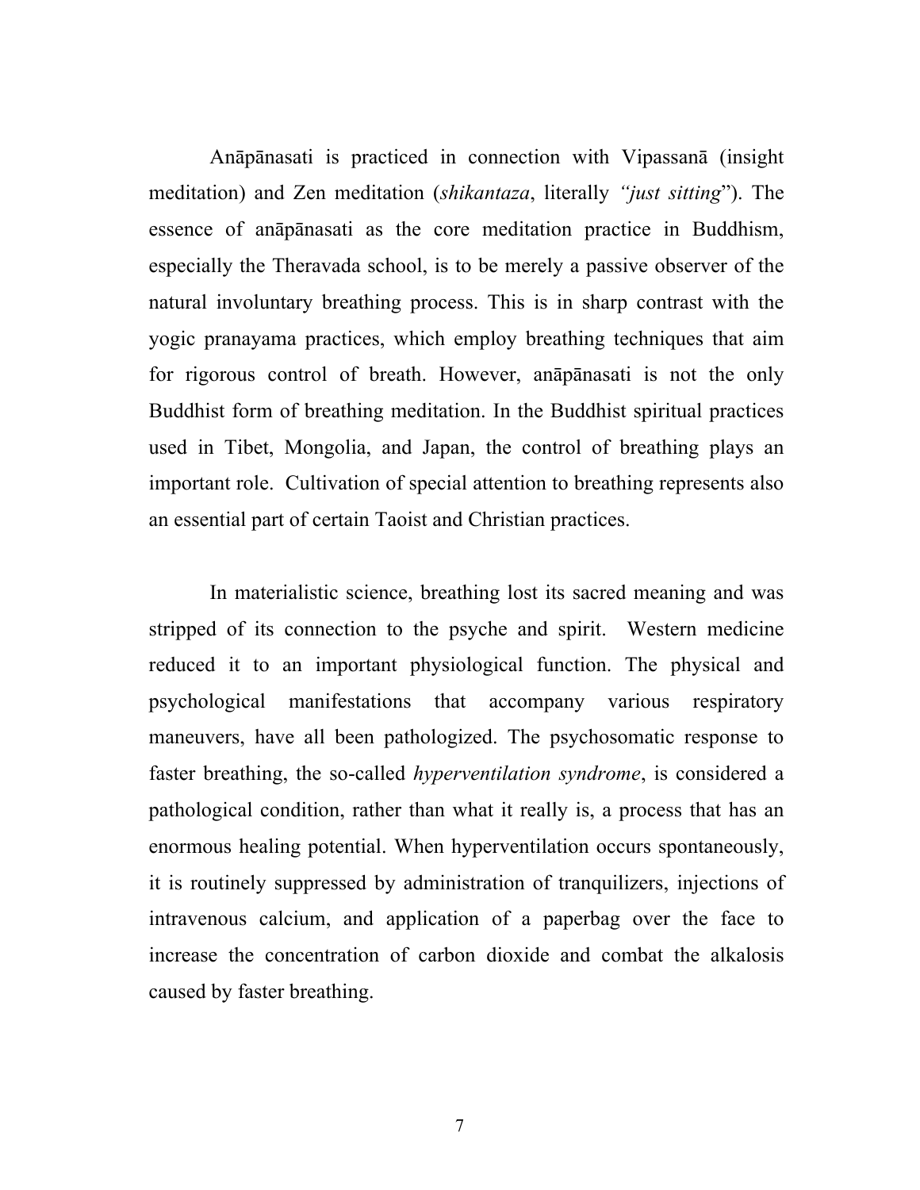Anāpānasati is practiced in connection with Vipassanā (insight meditation) and Zen meditation (*shikantaza*, literally *"just sitting*"). The essence of anāpānasati as the core meditation practice in Buddhism, especially the Theravada school, is to be merely a passive observer of the natural involuntary breathing process. This is in sharp contrast with the yogic pranayama practices, which employ breathing techniques that aim for rigorous control of breath. However, anāpānasati is not the only Buddhist form of breathing meditation. In the Buddhist spiritual practices used in Tibet, Mongolia, and Japan, the control of breathing plays an important role. Cultivation of special attention to breathing represents also an essential part of certain Taoist and Christian practices.

In materialistic science, breathing lost its sacred meaning and was stripped of its connection to the psyche and spirit. Western medicine reduced it to an important physiological function. The physical and psychological manifestations that accompany various respiratory maneuvers, have all been pathologized. The psychosomatic response to faster breathing, the so-called *hyperventilation syndrome*, is considered a pathological condition, rather than what it really is, a process that has an enormous healing potential. When hyperventilation occurs spontaneously, it is routinely suppressed by administration of tranquilizers, injections of intravenous calcium, and application of a paperbag over the face to increase the concentration of carbon dioxide and combat the alkalosis caused by faster breathing.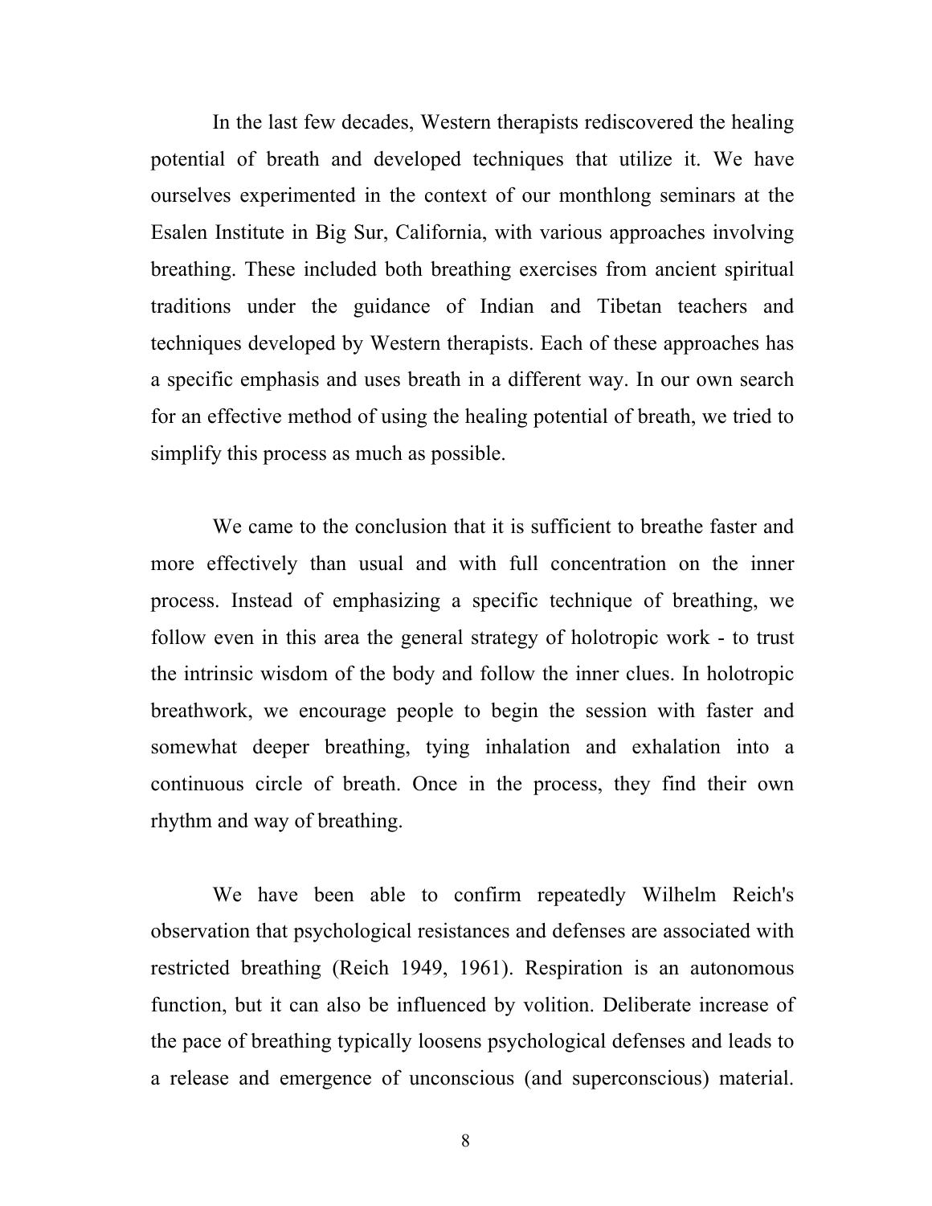In the last few decades, Western therapists rediscovered the healing potential of breath and developed techniques that utilize it. We have ourselves experimented in the context of our monthlong seminars at the Esalen Institute in Big Sur, California, with various approaches involving breathing. These included both breathing exercises from ancient spiritual traditions under the guidance of Indian and Tibetan teachers and techniques developed by Western therapists. Each of these approaches has a specific emphasis and uses breath in a different way. In our own search for an effective method of using the healing potential of breath, we tried to simplify this process as much as possible.

We came to the conclusion that it is sufficient to breathe faster and more effectively than usual and with full concentration on the inner process. Instead of emphasizing a specific technique of breathing, we follow even in this area the general strategy of holotropic work - to trust the intrinsic wisdom of the body and follow the inner clues. In holotropic breathwork, we encourage people to begin the session with faster and somewhat deeper breathing, tying inhalation and exhalation into a continuous circle of breath. Once in the process, they find their own rhythm and way of breathing.

We have been able to confirm repeatedly Wilhelm Reich's observation that psychological resistances and defenses are associated with restricted breathing (Reich 1949, 1961). Respiration is an autonomous function, but it can also be influenced by volition. Deliberate increase of the pace of breathing typically loosens psychological defenses and leads to a release and emergence of unconscious (and superconscious) material.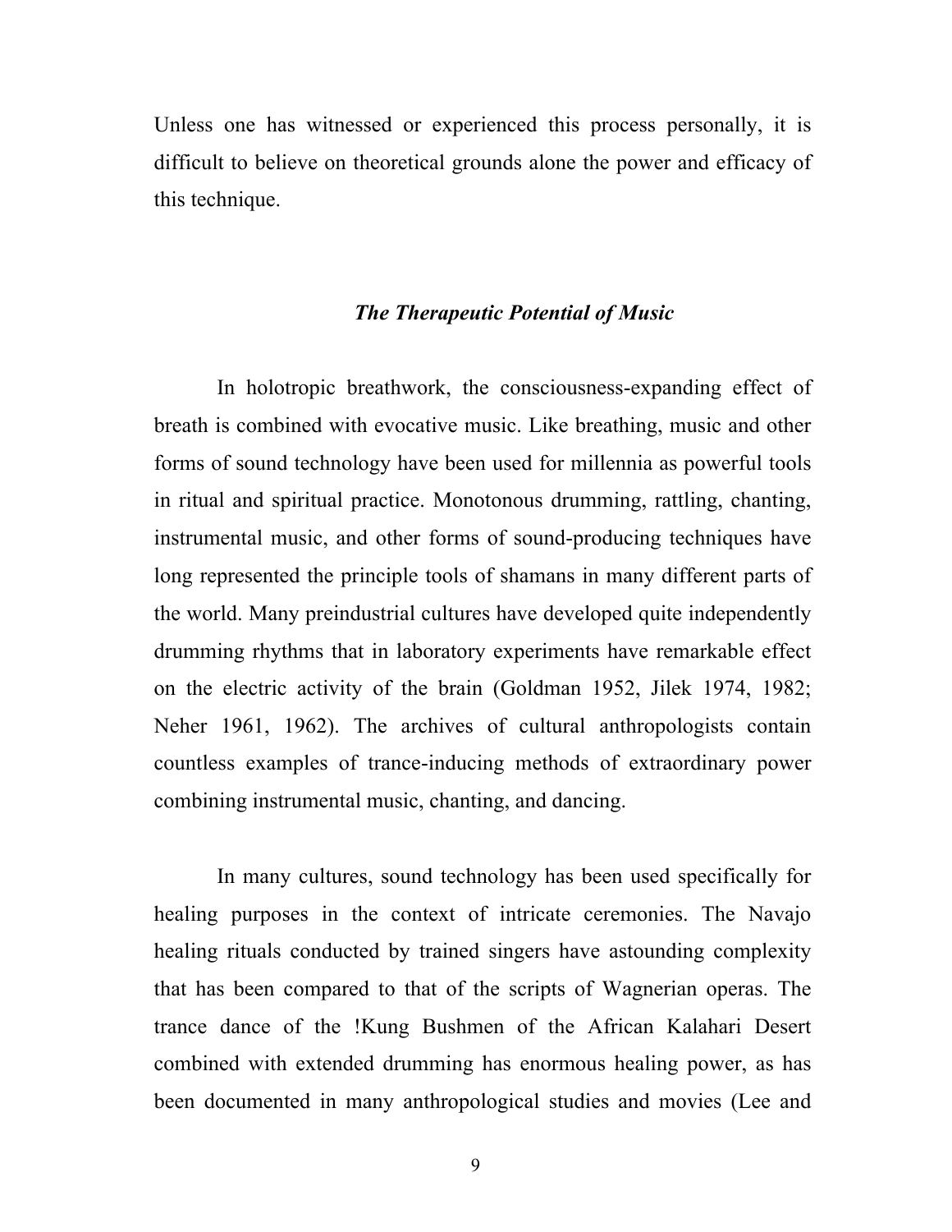Unless one has witnessed or experienced this process personally, it is difficult to believe on theoretical grounds alone the power and efficacy of this technique.

### *The Therapeutic Potential of Music*

In holotropic breathwork, the consciousness-expanding effect of breath is combined with evocative music. Like breathing, music and other forms of sound technology have been used for millennia as powerful tools in ritual and spiritual practice. Monotonous drumming, rattling, chanting, instrumental music, and other forms of sound-producing techniques have long represented the principle tools of shamans in many different parts of the world. Many preindustrial cultures have developed quite independently drumming rhythms that in laboratory experiments have remarkable effect on the electric activity of the brain (Goldman 1952, Jilek 1974, 1982; Neher 1961, 1962). The archives of cultural anthropologists contain countless examples of trance-inducing methods of extraordinary power combining instrumental music, chanting, and dancing.

In many cultures, sound technology has been used specifically for healing purposes in the context of intricate ceremonies. The Navajo healing rituals conducted by trained singers have astounding complexity that has been compared to that of the scripts of Wagnerian operas. The trance dance of the !Kung Bushmen of the African Kalahari Desert combined with extended drumming has enormous healing power, as has been documented in many anthropological studies and movies (Lee and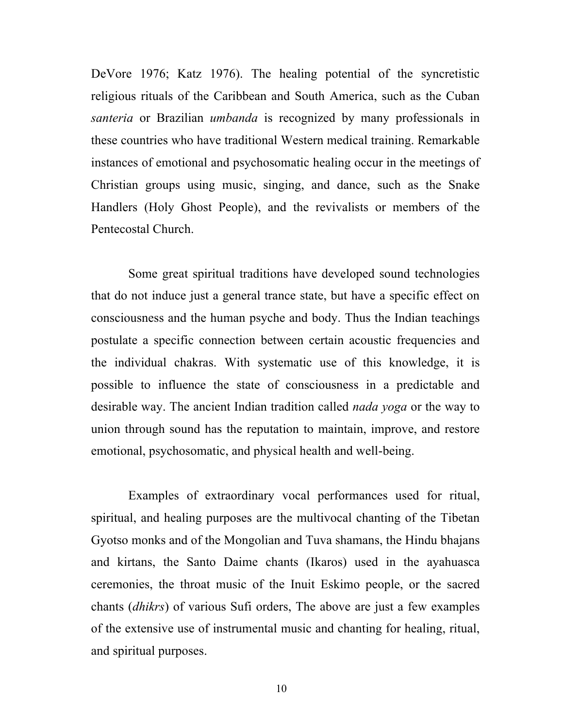DeVore 1976; Katz 1976). The healing potential of the syncretistic religious rituals of the Caribbean and South America, such as the Cuban *santeria* or Brazilian *umbanda* is recognized by many professionals in these countries who have traditional Western medical training. Remarkable instances of emotional and psychosomatic healing occur in the meetings of Christian groups using music, singing, and dance, such as the Snake Handlers (Holy Ghost People), and the revivalists or members of the Pentecostal Church.

Some great spiritual traditions have developed sound technologies that do not induce just a general trance state, but have a specific effect on consciousness and the human psyche and body. Thus the Indian teachings postulate a specific connection between certain acoustic frequencies and the individual chakras. With systematic use of this knowledge, it is possible to influence the state of consciousness in a predictable and desirable way. The ancient Indian tradition called *nada yoga* or the way to union through sound has the reputation to maintain, improve, and restore emotional, psychosomatic, and physical health and well-being.

Examples of extraordinary vocal performances used for ritual, spiritual, and healing purposes are the multivocal chanting of the Tibetan Gyotso monks and of the Mongolian and Tuva shamans, the Hindu bhajans and kirtans, the Santo Daime chants (Ikaros) used in the ayahuasca ceremonies, the throat music of the Inuit Eskimo people, or the sacred chants (*dhikrs*) of various Sufi orders, The above are just a few examples of the extensive use of instrumental music and chanting for healing, ritual, and spiritual purposes.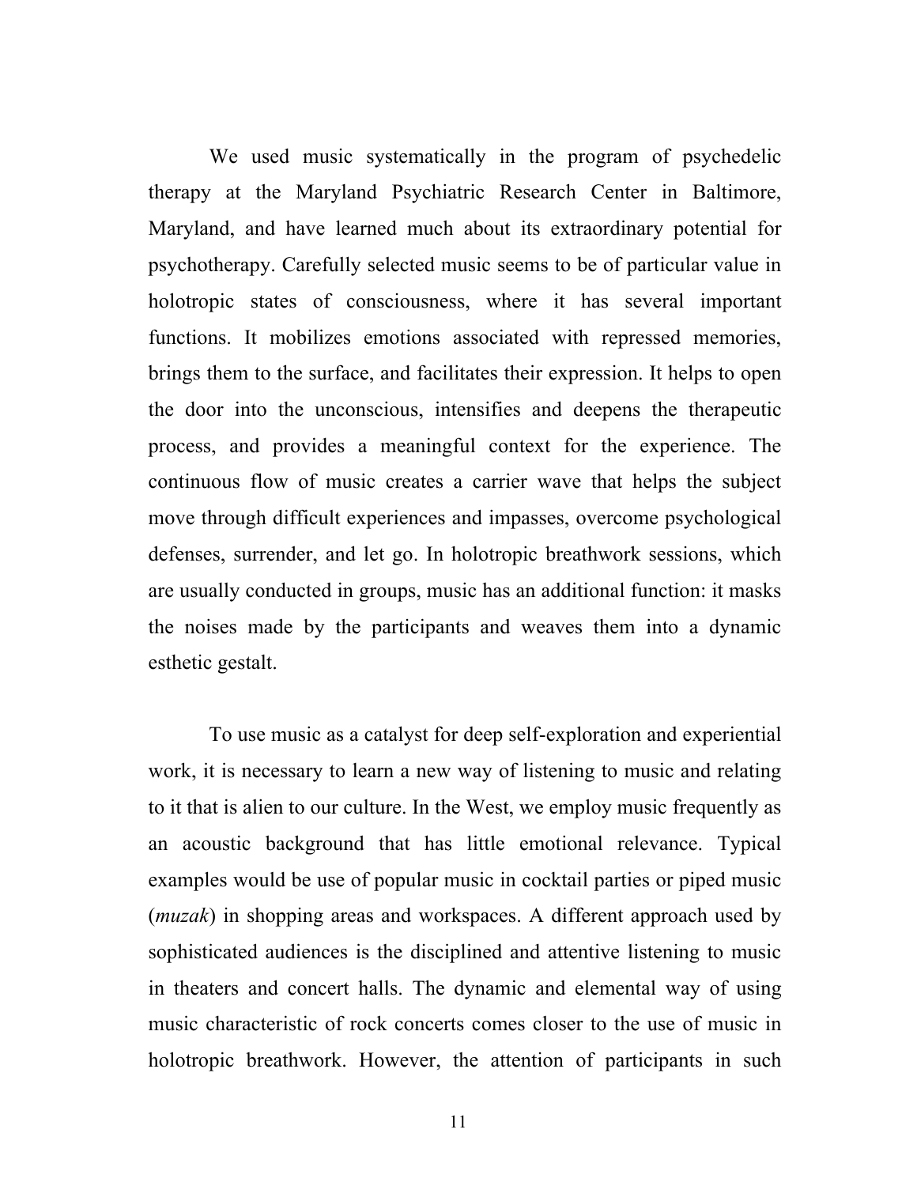We used music systematically in the program of psychedelic therapy at the Maryland Psychiatric Research Center in Baltimore, Maryland, and have learned much about its extraordinary potential for psychotherapy. Carefully selected music seems to be of particular value in holotropic states of consciousness, where it has several important functions. It mobilizes emotions associated with repressed memories, brings them to the surface, and facilitates their expression. It helps to open the door into the unconscious, intensifies and deepens the therapeutic process, and provides a meaningful context for the experience. The continuous flow of music creates a carrier wave that helps the subject move through difficult experiences and impasses, overcome psychological defenses, surrender, and let go. In holotropic breathwork sessions, which are usually conducted in groups, music has an additional function: it masks the noises made by the participants and weaves them into a dynamic esthetic gestalt.

To use music as a catalyst for deep self-exploration and experiential work, it is necessary to learn a new way of listening to music and relating to it that is alien to our culture. In the West, we employ music frequently as an acoustic background that has little emotional relevance. Typical examples would be use of popular music in cocktail parties or piped music (*muzak*) in shopping areas and workspaces. A different approach used by sophisticated audiences is the disciplined and attentive listening to music in theaters and concert halls. The dynamic and elemental way of using music characteristic of rock concerts comes closer to the use of music in holotropic breathwork. However, the attention of participants in such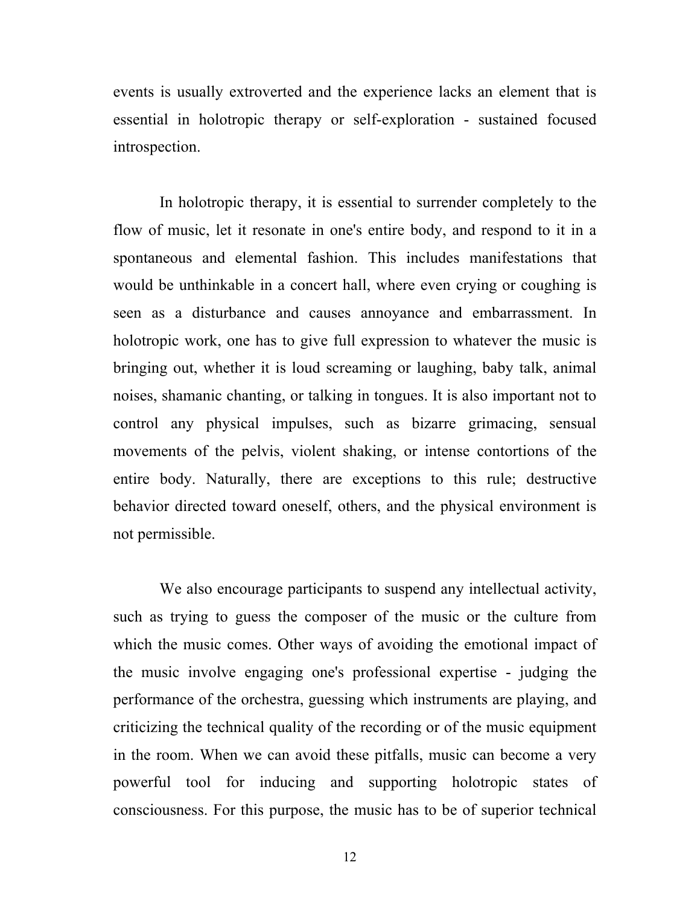events is usually extroverted and the experience lacks an element that is essential in holotropic therapy or self-exploration - sustained focused introspection.

In holotropic therapy, it is essential to surrender completely to the flow of music, let it resonate in one's entire body, and respond to it in a spontaneous and elemental fashion. This includes manifestations that would be unthinkable in a concert hall, where even crying or coughing is seen as a disturbance and causes annoyance and embarrassment. In holotropic work, one has to give full expression to whatever the music is bringing out, whether it is loud screaming or laughing, baby talk, animal noises, shamanic chanting, or talking in tongues. It is also important not to control any physical impulses, such as bizarre grimacing, sensual movements of the pelvis, violent shaking, or intense contortions of the entire body. Naturally, there are exceptions to this rule; destructive behavior directed toward oneself, others, and the physical environment is not permissible.

We also encourage participants to suspend any intellectual activity, such as trying to guess the composer of the music or the culture from which the music comes. Other ways of avoiding the emotional impact of the music involve engaging one's professional expertise - judging the performance of the orchestra, guessing which instruments are playing, and criticizing the technical quality of the recording or of the music equipment in the room. When we can avoid these pitfalls, music can become a very powerful tool for inducing and supporting holotropic states of consciousness. For this purpose, the music has to be of superior technical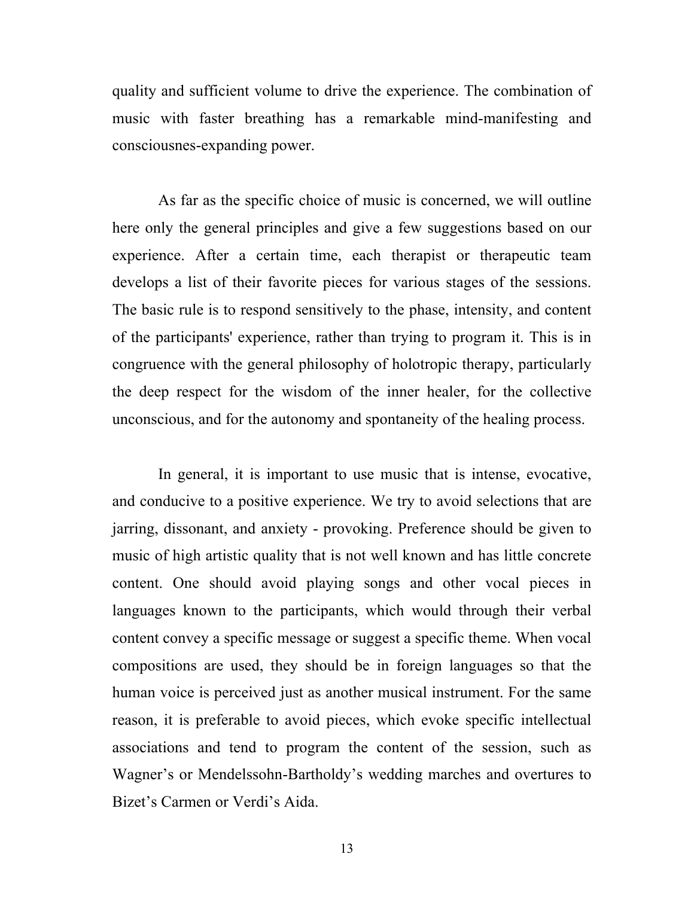quality and sufficient volume to drive the experience. The combination of music with faster breathing has a remarkable mind-manifesting and consciousnes-expanding power.

As far as the specific choice of music is concerned, we will outline here only the general principles and give a few suggestions based on our experience. After a certain time, each therapist or therapeutic team develops a list of their favorite pieces for various stages of the sessions. The basic rule is to respond sensitively to the phase, intensity, and content of the participants' experience, rather than trying to program it. This is in congruence with the general philosophy of holotropic therapy, particularly the deep respect for the wisdom of the inner healer, for the collective unconscious, and for the autonomy and spontaneity of the healing process.

In general, it is important to use music that is intense, evocative, and conducive to a positive experience. We try to avoid selections that are jarring, dissonant, and anxiety - provoking. Preference should be given to music of high artistic quality that is not well known and has little concrete content. One should avoid playing songs and other vocal pieces in languages known to the participants, which would through their verbal content convey a specific message or suggest a specific theme. When vocal compositions are used, they should be in foreign languages so that the human voice is perceived just as another musical instrument. For the same reason, it is preferable to avoid pieces, which evoke specific intellectual associations and tend to program the content of the session, such as Wagner's or Mendelssohn-Bartholdy's wedding marches and overtures to Bizet's Carmen or Verdi's Aida.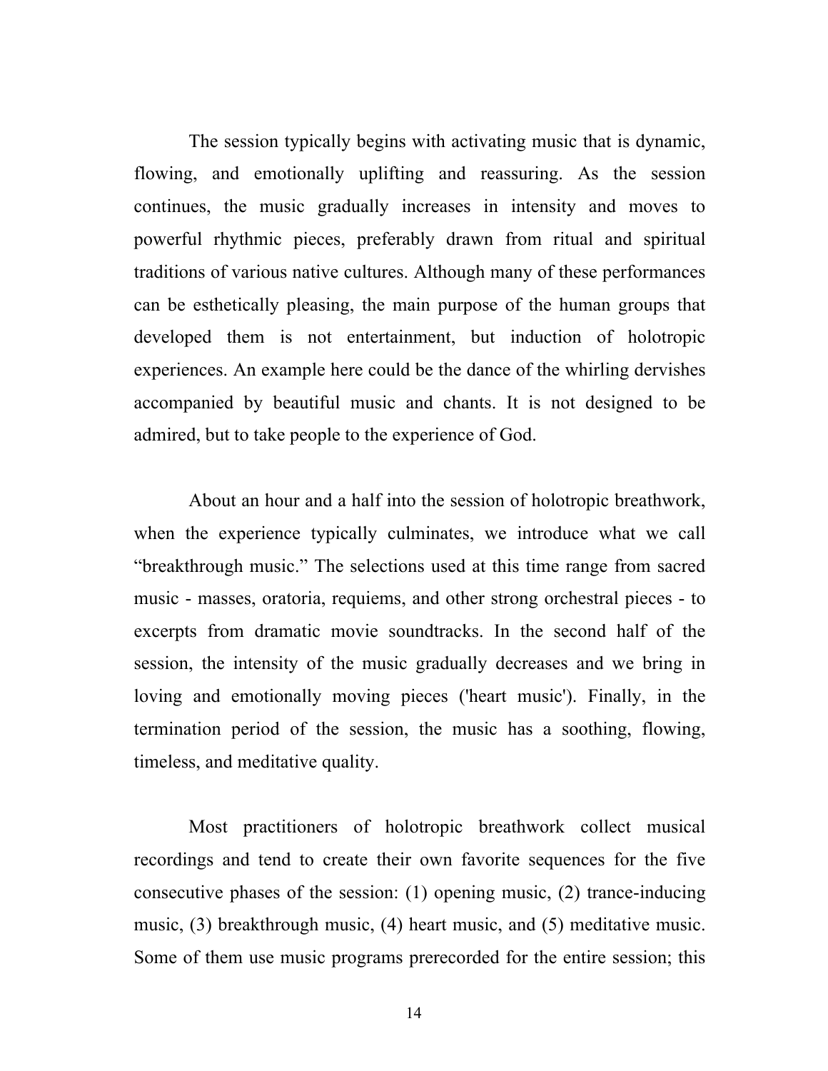The session typically begins with activating music that is dynamic, flowing, and emotionally uplifting and reassuring. As the session continues, the music gradually increases in intensity and moves to powerful rhythmic pieces, preferably drawn from ritual and spiritual traditions of various native cultures. Although many of these performances can be esthetically pleasing, the main purpose of the human groups that developed them is not entertainment, but induction of holotropic experiences. An example here could be the dance of the whirling dervishes accompanied by beautiful music and chants. It is not designed to be admired, but to take people to the experience of God.

About an hour and a half into the session of holotropic breathwork, when the experience typically culminates, we introduce what we call "breakthrough music." The selections used at this time range from sacred music - masses, oratoria, requiems, and other strong orchestral pieces - to excerpts from dramatic movie soundtracks. In the second half of the session, the intensity of the music gradually decreases and we bring in loving and emotionally moving pieces ('heart music'). Finally, in the termination period of the session, the music has a soothing, flowing, timeless, and meditative quality.

Most practitioners of holotropic breathwork collect musical recordings and tend to create their own favorite sequences for the five consecutive phases of the session: (1) opening music, (2) trance-inducing music, (3) breakthrough music, (4) heart music, and (5) meditative music. Some of them use music programs prerecorded for the entire session; this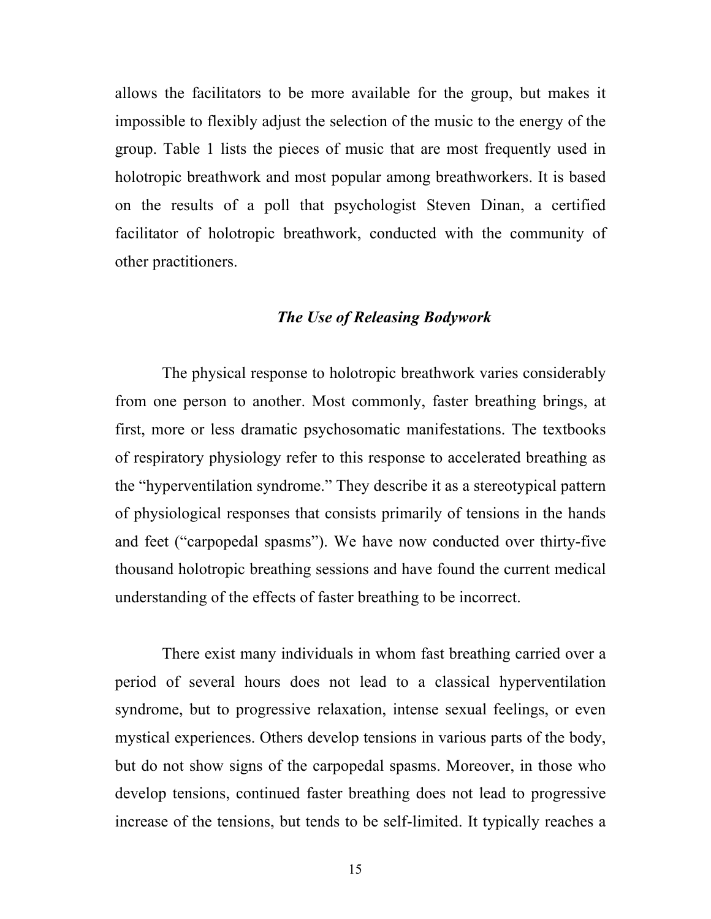allows the facilitators to be more available for the group, but makes it impossible to flexibly adjust the selection of the music to the energy of the group. Table 1 lists the pieces of music that are most frequently used in holotropic breathwork and most popular among breathworkers. It is based on the results of a poll that psychologist Steven Dinan, a certified facilitator of holotropic breathwork, conducted with the community of other practitioners.

### *The Use of Releasing Bodywork*

The physical response to holotropic breathwork varies considerably from one person to another. Most commonly, faster breathing brings, at first, more or less dramatic psychosomatic manifestations. The textbooks of respiratory physiology refer to this response to accelerated breathing as the "hyperventilation syndrome." They describe it as a stereotypical pattern of physiological responses that consists primarily of tensions in the hands and feet ("carpopedal spasms"). We have now conducted over thirty-five thousand holotropic breathing sessions and have found the current medical understanding of the effects of faster breathing to be incorrect.

There exist many individuals in whom fast breathing carried over a period of several hours does not lead to a classical hyperventilation syndrome, but to progressive relaxation, intense sexual feelings, or even mystical experiences. Others develop tensions in various parts of the body, but do not show signs of the carpopedal spasms. Moreover, in those who develop tensions, continued faster breathing does not lead to progressive increase of the tensions, but tends to be self-limited. It typically reaches a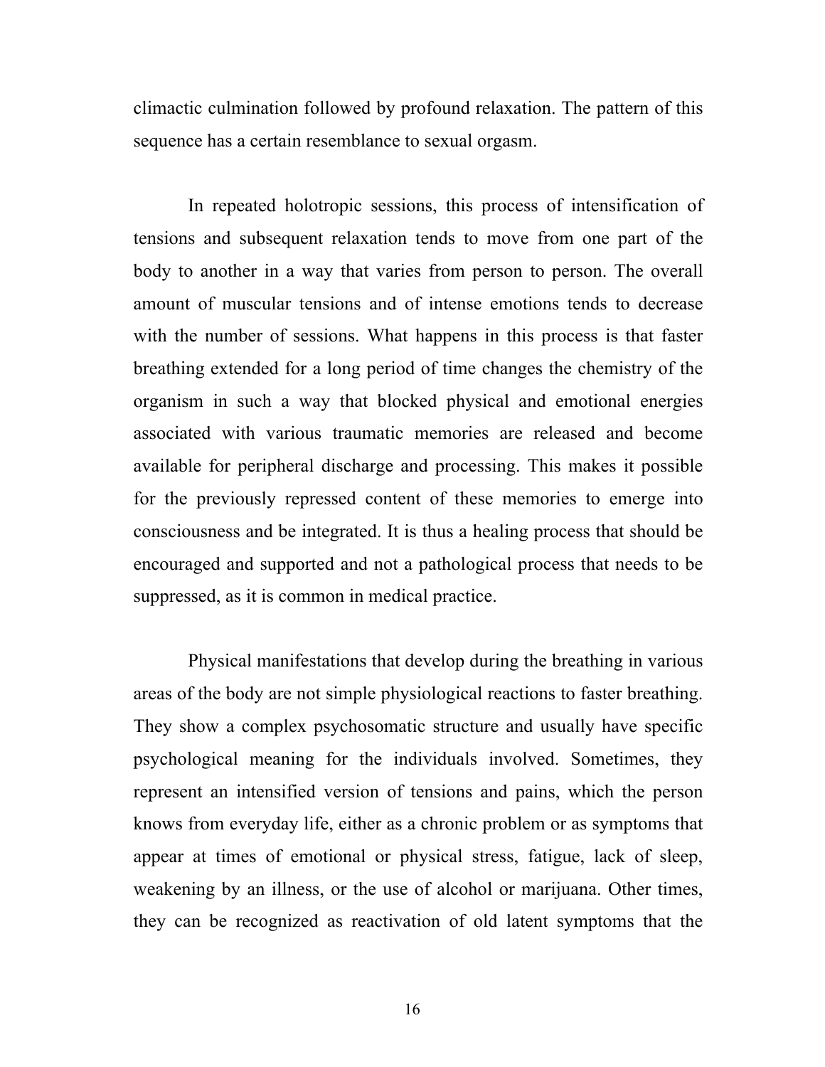climactic culmination followed by profound relaxation. The pattern of this sequence has a certain resemblance to sexual orgasm.

In repeated holotropic sessions, this process of intensification of tensions and subsequent relaxation tends to move from one part of the body to another in a way that varies from person to person. The overall amount of muscular tensions and of intense emotions tends to decrease with the number of sessions. What happens in this process is that faster breathing extended for a long period of time changes the chemistry of the organism in such a way that blocked physical and emotional energies associated with various traumatic memories are released and become available for peripheral discharge and processing. This makes it possible for the previously repressed content of these memories to emerge into consciousness and be integrated. It is thus a healing process that should be encouraged and supported and not a pathological process that needs to be suppressed, as it is common in medical practice.

Physical manifestations that develop during the breathing in various areas of the body are not simple physiological reactions to faster breathing. They show a complex psychosomatic structure and usually have specific psychological meaning for the individuals involved. Sometimes, they represent an intensified version of tensions and pains, which the person knows from everyday life, either as a chronic problem or as symptoms that appear at times of emotional or physical stress, fatigue, lack of sleep, weakening by an illness, or the use of alcohol or marijuana. Other times, they can be recognized as reactivation of old latent symptoms that the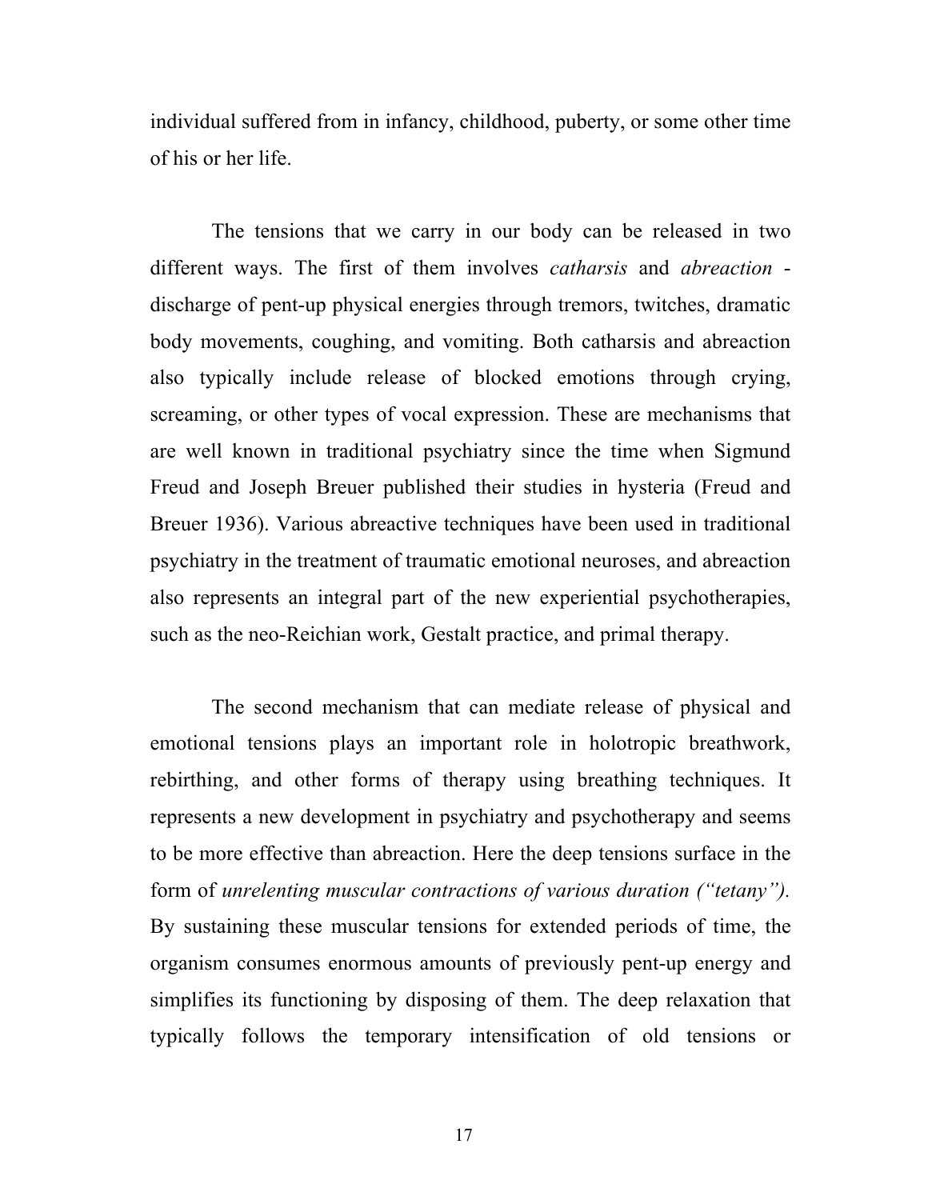individual suffered from in infancy, childhood, puberty, or some other time of his or her life.

The tensions that we carry in our body can be released in two different ways. The first of them involves *catharsis* and *abreaction* - discharge of pent-up physical energies through tremors, twitches, dramatic body movements, coughing, and vomiting. Both catharsis and abreaction also typically include release of blocked emotions through crying, screaming, or other types of vocal expression. These are mechanisms that are well known in traditional psychiatry since the time when Sigmund Freud and Joseph Breuer published their studies in hysteria (Freud and Breuer 1936). Various abreactive techniques have been used in traditional psychiatry in the treatment of traumatic emotional neuroses, and abreaction also represents an integral part of the new experiential psychotherapies, such as the neo-Reichian work, Gestalt practice, and primal therapy.

The second mechanism that can mediate release of physical and emotional tensions plays an important role in holotropic breathwork, rebirthing, and other forms of therapy using breathing techniques. It represents a new development in psychiatry and psychotherapy and seems to be more effective than abreaction. Here the deep tensions surface in the form of *unrelenting muscular contractions of various duration ("tetany").* By sustaining these muscular tensions for extended periods of time, the organism consumes enormous amounts of previously pent-up energy and simplifies its functioning by disposing of them. The deep relaxation that typically follows the temporary intensification of old tensions or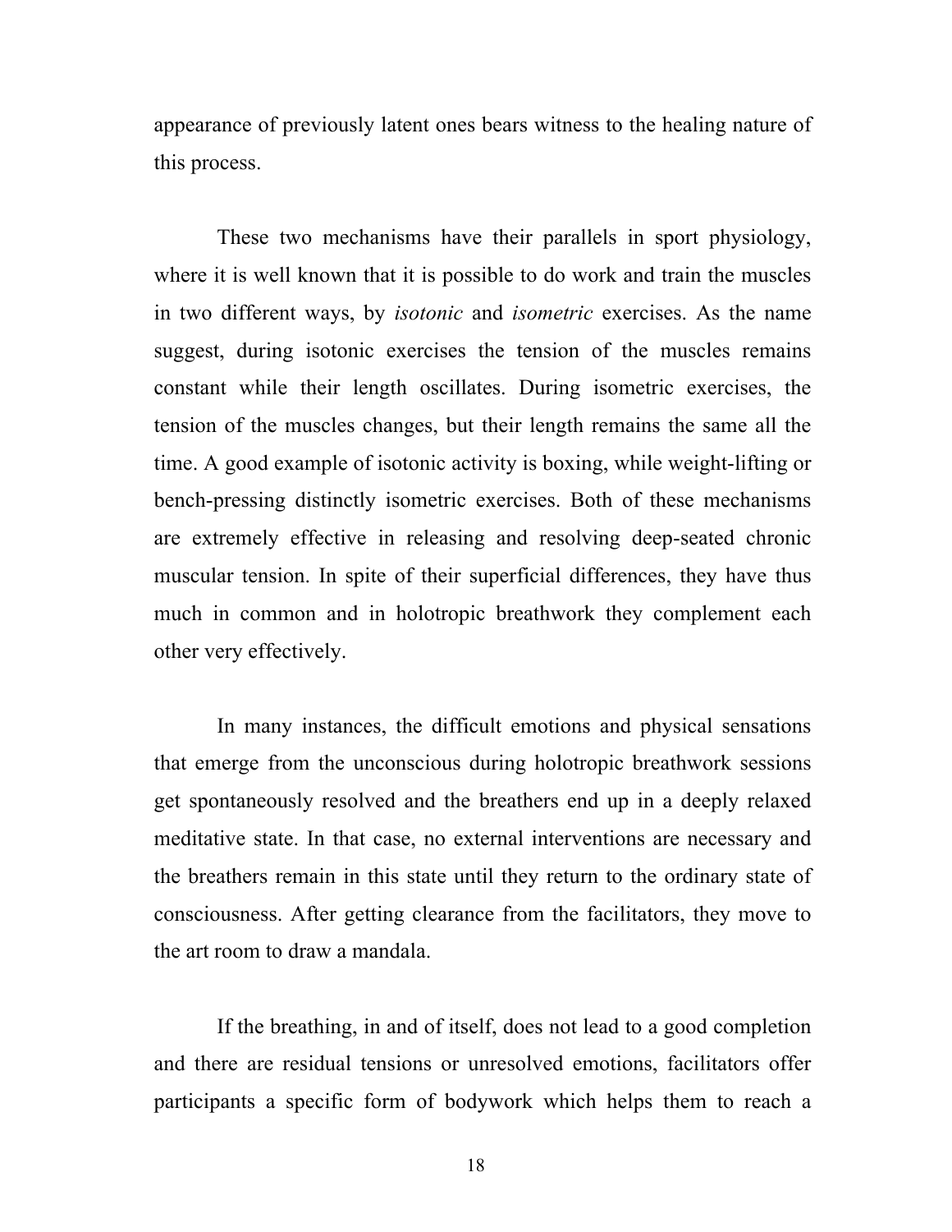appearance of previously latent ones bears witness to the healing nature of this process.

These two mechanisms have their parallels in sport physiology, where it is well known that it is possible to do work and train the muscles in two different ways, by *isotonic* and *isometric* exercises. As the name suggest, during isotonic exercises the tension of the muscles remains constant while their length oscillates. During isometric exercises, the tension of the muscles changes, but their length remains the same all the time. A good example of isotonic activity is boxing, while weight-lifting or bench-pressing distinctly isometric exercises. Both of these mechanisms are extremely effective in releasing and resolving deep-seated chronic muscular tension. In spite of their superficial differences, they have thus much in common and in holotropic breathwork they complement each other very effectively.

In many instances, the difficult emotions and physical sensations that emerge from the unconscious during holotropic breathwork sessions get spontaneously resolved and the breathers end up in a deeply relaxed meditative state. In that case, no external interventions are necessary and the breathers remain in this state until they return to the ordinary state of consciousness. After getting clearance from the facilitators, they move to the art room to draw a mandala.

If the breathing, in and of itself, does not lead to a good completion and there are residual tensions or unresolved emotions, facilitators offer participants a specific form of bodywork which helps them to reach a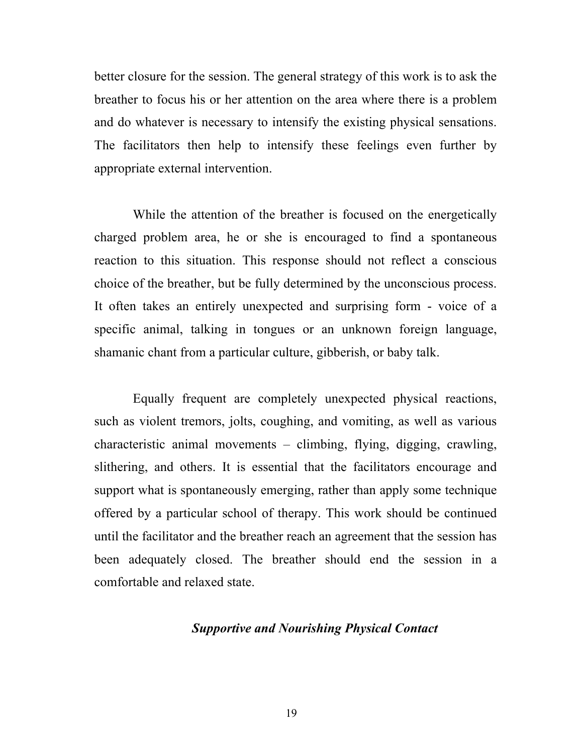better closure for the session. The general strategy of this work is to ask the breather to focus his or her attention on the area where there is a problem and do whatever is necessary to intensify the existing physical sensations. The facilitators then help to intensify these feelings even further by appropriate external intervention.

While the attention of the breather is focused on the energetically charged problem area, he or she is encouraged to find a spontaneous reaction to this situation. This response should not reflect a conscious choice of the breather, but be fully determined by the unconscious process. It often takes an entirely unexpected and surprising form - voice of a specific animal, talking in tongues or an unknown foreign language, shamanic chant from a particular culture, gibberish, or baby talk.

Equally frequent are completely unexpected physical reactions, such as violent tremors, jolts, coughing, and vomiting, as well as various characteristic animal movements – climbing, flying, digging, crawling, slithering, and others. It is essential that the facilitators encourage and support what is spontaneously emerging, rather than apply some technique offered by a particular school of therapy. This work should be continued until the facilitator and the breather reach an agreement that the session has been adequately closed. The breather should end the session in a comfortable and relaxed state.

### ***Supportive and Nourishing Physical Contact***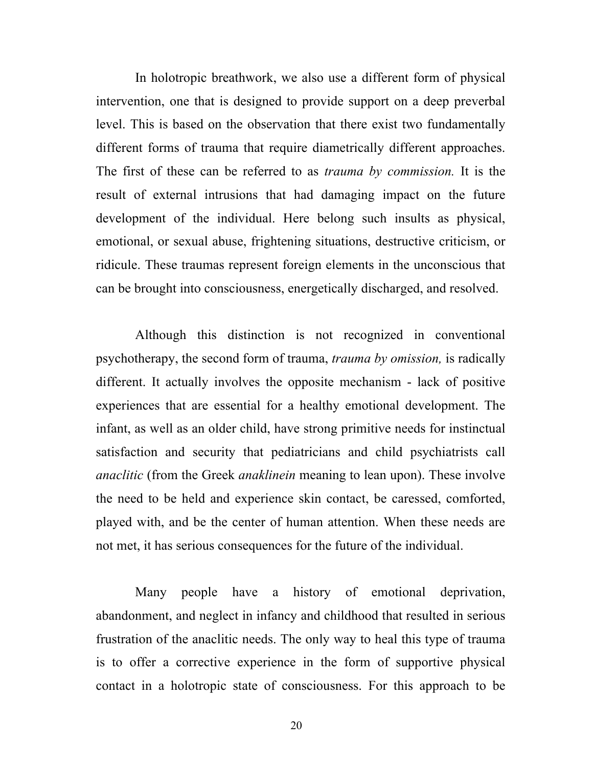In holotropic breathwork, we also use a different form of physical intervention, one that is designed to provide support on a deep preverbal level. This is based on the observation that there exist two fundamentally different forms of trauma that require diametrically different approaches. The first of these can be referred to as *trauma by commission.* It is the result of external intrusions that had damaging impact on the future development of the individual. Here belong such insults as physical, emotional, or sexual abuse, frightening situations, destructive criticism, or ridicule. These traumas represent foreign elements in the unconscious that can be brought into consciousness, energetically discharged, and resolved.

Although this distinction is not recognized in conventional psychotherapy, the second form of trauma, *trauma by omission,* is radically different. It actually involves the opposite mechanism - lack of positive experiences that are essential for a healthy emotional development. The infant, as well as an older child, have strong primitive needs for instinctual satisfaction and security that pediatricians and child psychiatrists call *anaclitic* (from the Greek *anaklinein* meaning to lean upon). These involve the need to be held and experience skin contact, be caressed, comforted, played with, and be the center of human attention. When these needs are not met, it has serious consequences for the future of the individual.

Many people have a history of emotional deprivation, abandonment, and neglect in infancy and childhood that resulted in serious frustration of the anaclitic needs. The only way to heal this type of trauma is to offer a corrective experience in the form of supportive physical contact in a holotropic state of consciousness. For this approach to be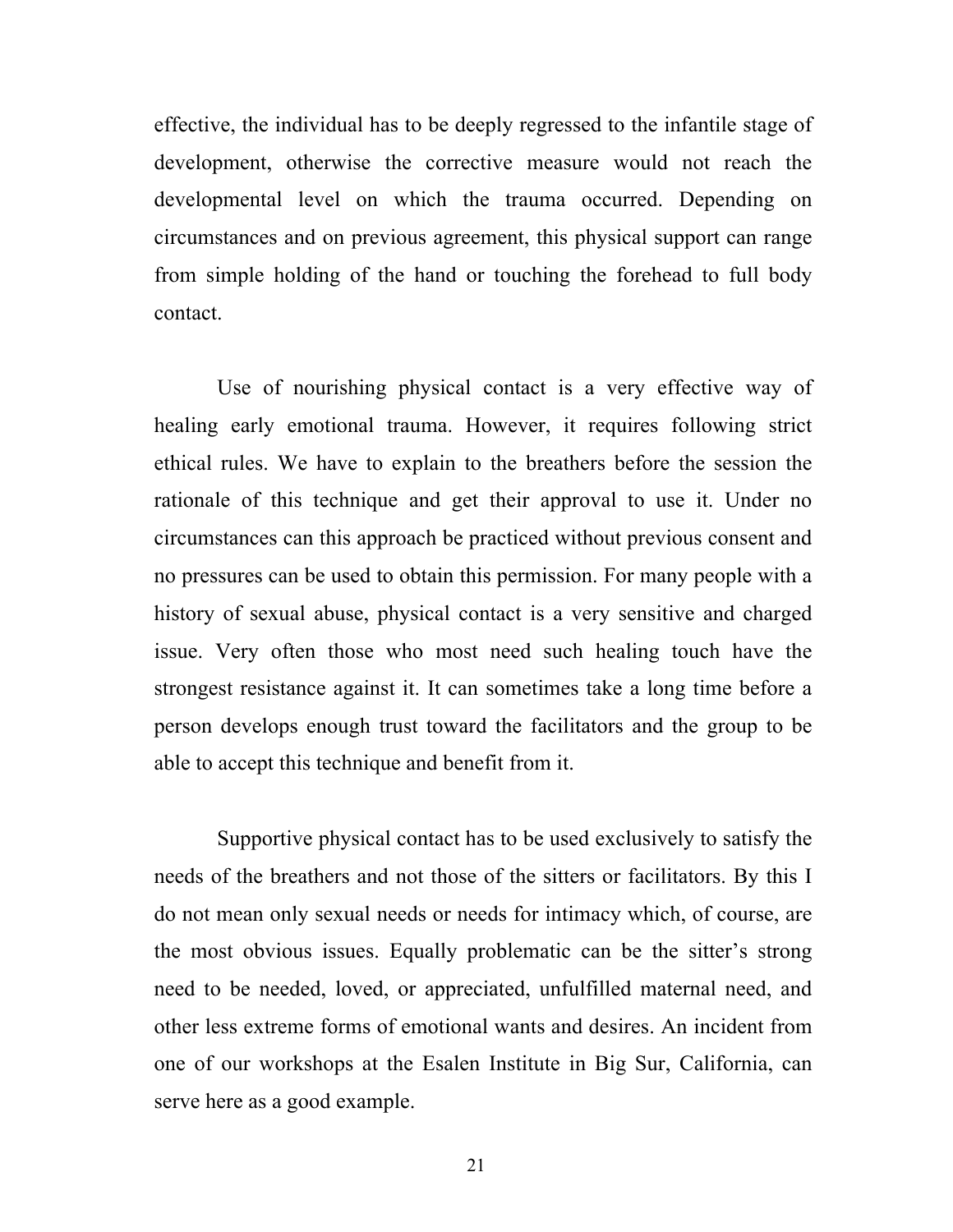effective, the individual has to be deeply regressed to the infantile stage of development, otherwise the corrective measure would not reach the developmental level on which the trauma occurred. Depending on circumstances and on previous agreement, this physical support can range from simple holding of the hand or touching the forehead to full body contact.

Use of nourishing physical contact is a very effective way of healing early emotional trauma. However, it requires following strict ethical rules. We have to explain to the breathers before the session the rationale of this technique and get their approval to use it. Under no circumstances can this approach be practiced without previous consent and no pressures can be used to obtain this permission. For many people with a history of sexual abuse, physical contact is a very sensitive and charged issue. Very often those who most need such healing touch have the strongest resistance against it. It can sometimes take a long time before a person develops enough trust toward the facilitators and the group to be able to accept this technique and benefit from it.

Supportive physical contact has to be used exclusively to satisfy the needs of the breathers and not those of the sitters or facilitators. By this I do not mean only sexual needs or needs for intimacy which, of course, are the most obvious issues. Equally problematic can be the sitter's strong need to be needed, loved, or appreciated, unfulfilled maternal need, and other less extreme forms of emotional wants and desires. An incident from one of our workshops at the Esalen Institute in Big Sur, California, can serve here as a good example.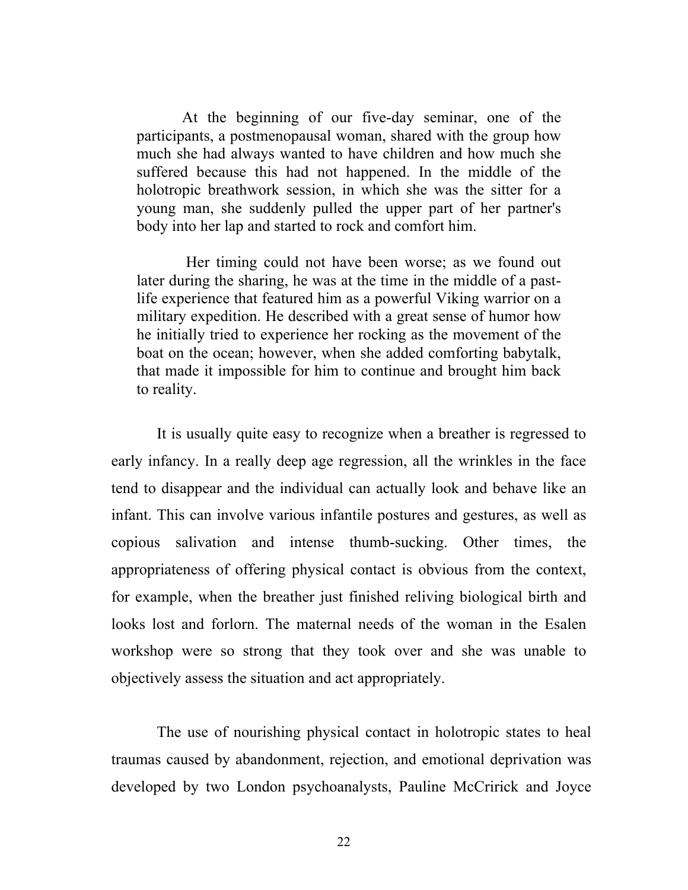> At the beginning of our five-day seminar, one of the participants, a postmenopausal woman, shared with the group how much she had always wanted to have children and how much she suffered because this had not happened. In the middle of the holotropic breathwork session, in which she was the sitter for a young man, she suddenly pulled the upper part of her partner's body into her lap and started to rock and comfort him.
>
> Her timing could not have been worse; as we found out later during the sharing, he was at the time in the middle of a past-life experience that featured him as a powerful Viking warrior on a military expedition. He described with a great sense of humor how he initially tried to experience her rocking as the movement of the boat on the ocean; however, when she added comforting babytalk, that made it impossible for him to continue and brought him back to reality.

It is usually quite easy to recognize when a breather is regressed to early infancy. In a really deep age regression, all the wrinkles in the face tend to disappear and the individual can actually look and behave like an infant. This can involve various infantile postures and gestures, as well as copious salivation and intense thumb-sucking. Other times, the appropriateness of offering physical contact is obvious from the context, for example, when the breather just finished reliving biological birth and looks lost and forlorn. The maternal needs of the woman in the Esalen workshop were so strong that they took over and she was unable to objectively assess the situation and act appropriately.

The use of nourishing physical contact in holotropic states to heal traumas caused by abandonment, rejection, and emotional deprivation was developed by two London psychoanalysts, Pauline McCririck and Joyce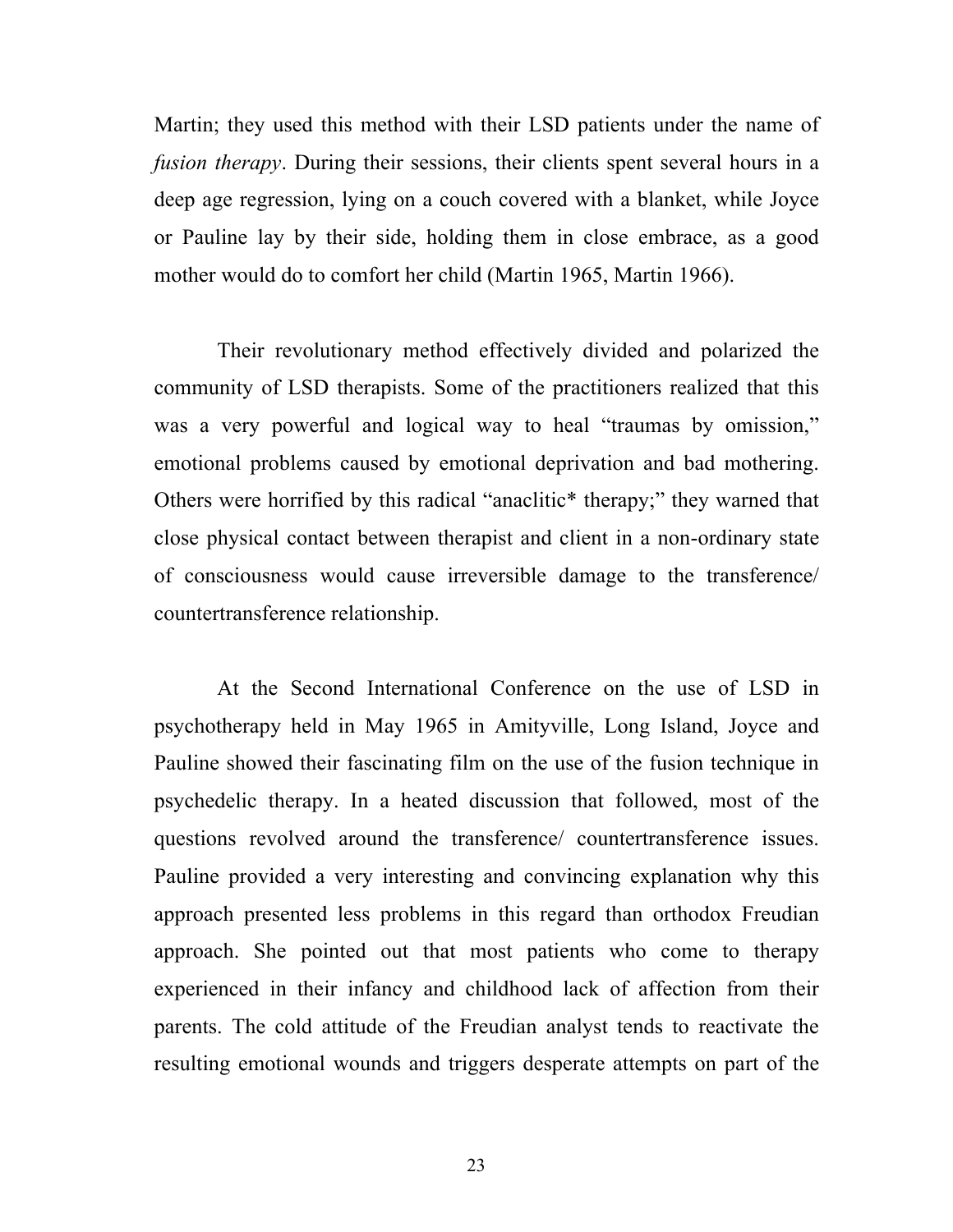Martin; they used this method with their LSD patients under the name of *fusion therapy*. During their sessions, their clients spent several hours in a deep age regression, lying on a couch covered with a blanket, while Joyce or Pauline lay by their side, holding them in close embrace, as a good mother would do to comfort her child (Martin 1965, Martin 1966).

Their revolutionary method effectively divided and polarized the community of LSD therapists. Some of the practitioners realized that this was a very powerful and logical way to heal "traumas by omission," emotional problems caused by emotional deprivation and bad mothering. Others were horrified by this radical "anaclitic* therapy;" they warned that close physical contact between therapist and client in a non-ordinary state of consciousness would cause irreversible damage to the transference/ countertransference relationship.

At the Second International Conference on the use of LSD in psychotherapy held in May 1965 in Amityville, Long Island, Joyce and Pauline showed their fascinating film on the use of the fusion technique in psychedelic therapy. In a heated discussion that followed, most of the questions revolved around the transference/ countertransference issues. Pauline provided a very interesting and convincing explanation why this approach presented less problems in this regard than orthodox Freudian approach. She pointed out that most patients who come to therapy experienced in their infancy and childhood lack of affection from their parents. The cold attitude of the Freudian analyst tends to reactivate the resulting emotional wounds and triggers desperate attempts on part of the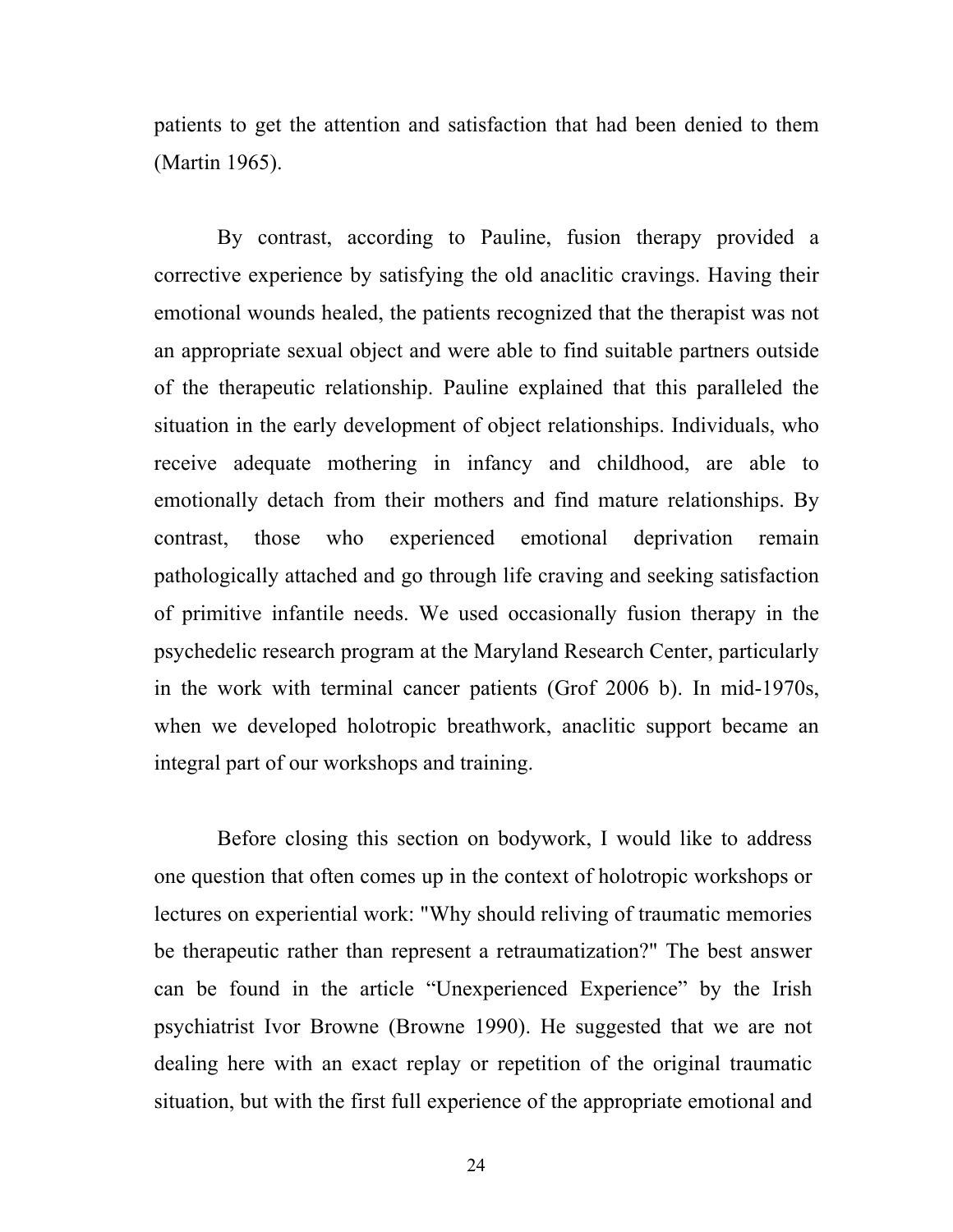patients to get the attention and satisfaction that had been denied to them (Martin 1965).

By contrast, according to Pauline, fusion therapy provided a corrective experience by satisfying the old anaclitic cravings. Having their emotional wounds healed, the patients recognized that the therapist was not an appropriate sexual object and were able to find suitable partners outside of the therapeutic relationship. Pauline explained that this paralleled the situation in the early development of object relationships. Individuals, who receive adequate mothering in infancy and childhood, are able to emotionally detach from their mothers and find mature relationships. By contrast, those who experienced emotional deprivation remain pathologically attached and go through life craving and seeking satisfaction of primitive infantile needs. We used occasionally fusion therapy in the psychedelic research program at the Maryland Research Center, particularly in the work with terminal cancer patients (Grof 2006 b). In mid-1970s, when we developed holotropic breathwork, anaclitic support became an integral part of our workshops and training.

Before closing this section on bodywork, I would like to address one question that often comes up in the context of holotropic workshops or lectures on experiential work: "Why should reliving of traumatic memories be therapeutic rather than represent a retraumatization?" The best answer can be found in the article "Unexperienced Experience" by the Irish psychiatrist Ivor Browne (Browne 1990). He suggested that we are not dealing here with an exact replay or repetition of the original traumatic situation, but with the first full experience of the appropriate emotional and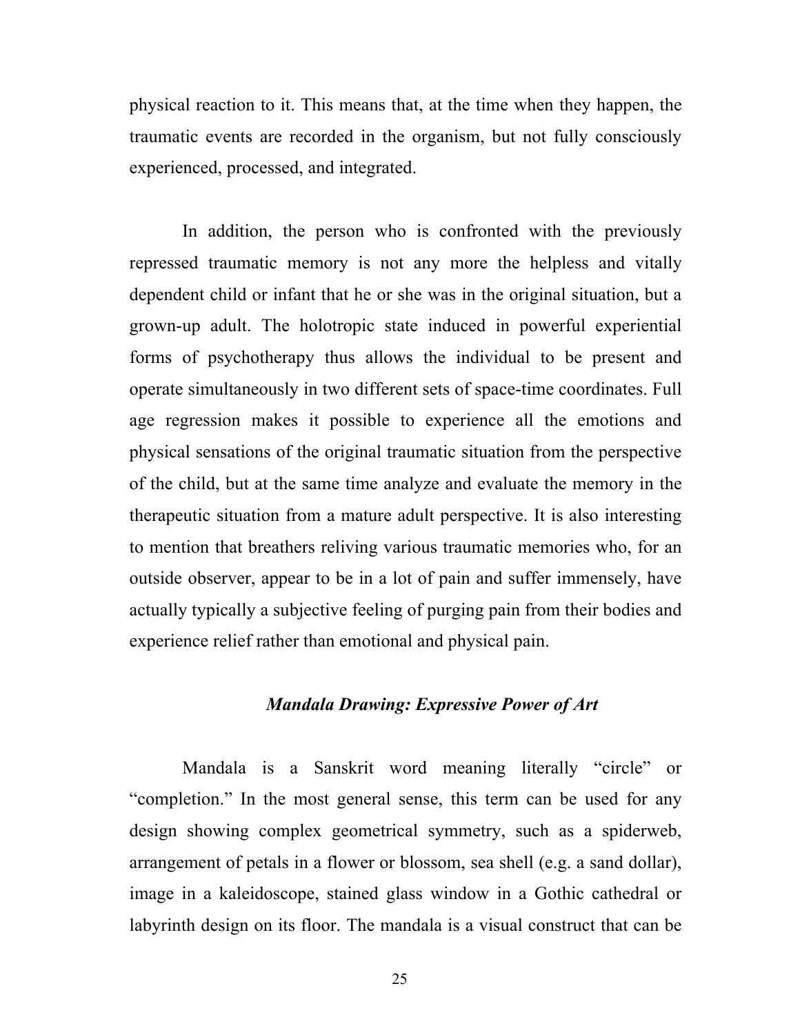physical reaction to it. This means that, at the time when they happen, the traumatic events are recorded in the organism, but not fully consciously experienced, processed, and integrated.

In addition, the person who is confronted with the previously repressed traumatic memory is not any more the helpless and vitally dependent child or infant that he or she was in the original situation, but a grown-up adult. The holotropic state induced in powerful experiential forms of psychotherapy thus allows the individual to be present and operate simultaneously in two different sets of space-time coordinates. Full age regression makes it possible to experience all the emotions and physical sensations of the original traumatic situation from the perspective of the child, but at the same time analyze and evaluate the memory in the therapeutic situation from a mature adult perspective. It is also interesting to mention that breathers reliving various traumatic memories who, for an outside observer, appear to be in a lot of pain and suffer immensely, have actually typically a subjective feeling of purging pain from their bodies and experience relief rather than emotional and physical pain.

### *Mandala Drawing: Expressive Power of Art*

Mandala is a Sanskrit word meaning literally "circle" or "completion." In the most general sense, this term can be used for any design showing complex geometrical symmetry, such as a spiderweb, arrangement of petals in a flower or blossom, sea shell (e.g. a sand dollar), image in a kaleidoscope, stained glass window in a Gothic cathedral or labyrinth design on its floor. The mandala is a visual construct that can be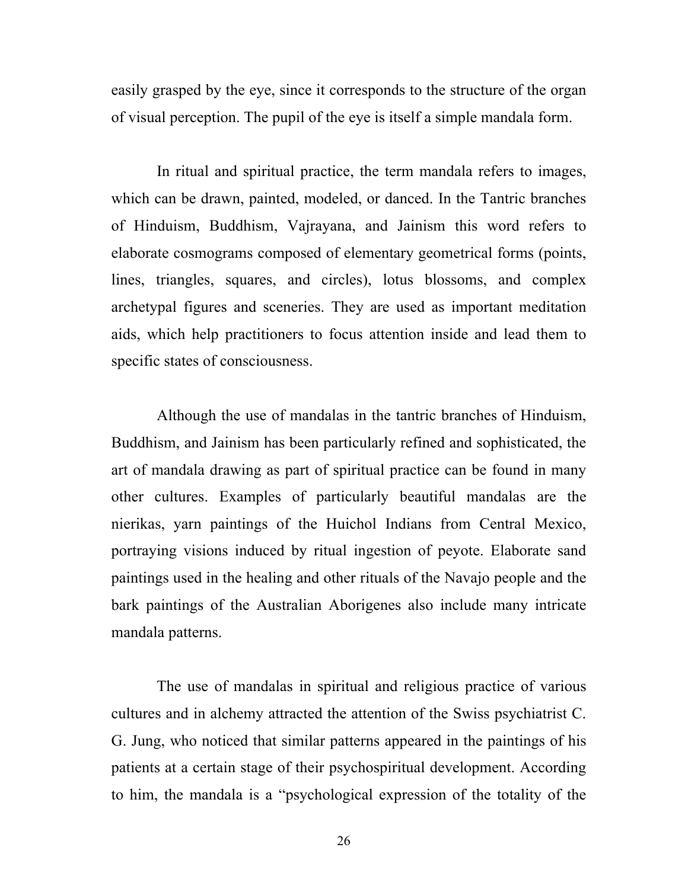easily grasped by the eye, since it corresponds to the structure of the organ of visual perception. The pupil of the eye is itself a simple mandala form.

In ritual and spiritual practice, the term mandala refers to images, which can be drawn, painted, modeled, or danced. In the Tantric branches of Hinduism, Buddhism, Vajrayana, and Jainism this word refers to elaborate cosmograms composed of elementary geometrical forms (points, lines, triangles, squares, and circles), lotus blossoms, and complex archetypal figures and sceneries. They are used as important meditation aids, which help practitioners to focus attention inside and lead them to specific states of consciousness.

Although the use of mandalas in the tantric branches of Hinduism, Buddhism, and Jainism has been particularly refined and sophisticated, the art of mandala drawing as part of spiritual practice can be found in many other cultures. Examples of particularly beautiful mandalas are the nierikas, yarn paintings of the Huichol Indians from Central Mexico, portraying visions induced by ritual ingestion of peyote. Elaborate sand paintings used in the healing and other rituals of the Navajo people and the bark paintings of the Australian Aborigenes also include many intricate mandala patterns.

The use of mandalas in spiritual and religious practice of various cultures and in alchemy attracted the attention of the Swiss psychiatrist C. G. Jung, who noticed that similar patterns appeared in the paintings of his patients at a certain stage of their psychospiritual development. According to him, the mandala is a "psychological expression of the totality of the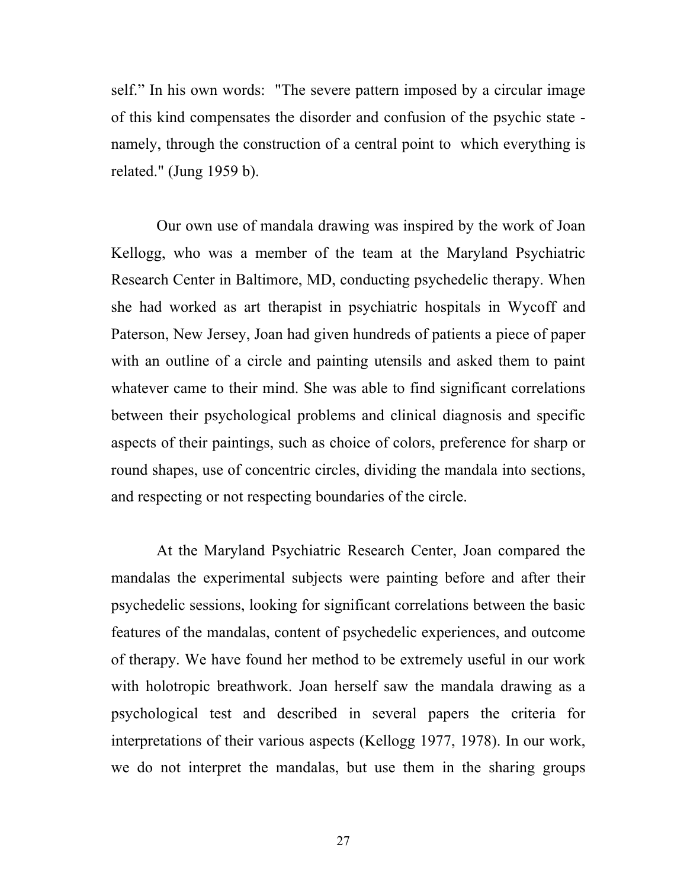self." In his own words: "The severe pattern imposed by a circular image of this kind compensates the disorder and confusion of the psychic state - namely, through the construction of a central point to which everything is related." (Jung 1959 b).

Our own use of mandala drawing was inspired by the work of Joan Kellogg, who was a member of the team at the Maryland Psychiatric Research Center in Baltimore, MD, conducting psychedelic therapy. When she had worked as art therapist in psychiatric hospitals in Wycoff and Paterson, New Jersey, Joan had given hundreds of patients a piece of paper with an outline of a circle and painting utensils and asked them to paint whatever came to their mind. She was able to find significant correlations between their psychological problems and clinical diagnosis and specific aspects of their paintings, such as choice of colors, preference for sharp or round shapes, use of concentric circles, dividing the mandala into sections, and respecting or not respecting boundaries of the circle.

At the Maryland Psychiatric Research Center, Joan compared the mandalas the experimental subjects were painting before and after their psychedelic sessions, looking for significant correlations between the basic features of the mandalas, content of psychedelic experiences, and outcome of therapy. We have found her method to be extremely useful in our work with holotropic breathwork. Joan herself saw the mandala drawing as a psychological test and described in several papers the criteria for interpretations of their various aspects (Kellogg 1977, 1978). In our work, we do not interpret the mandalas, but use them in the sharing groups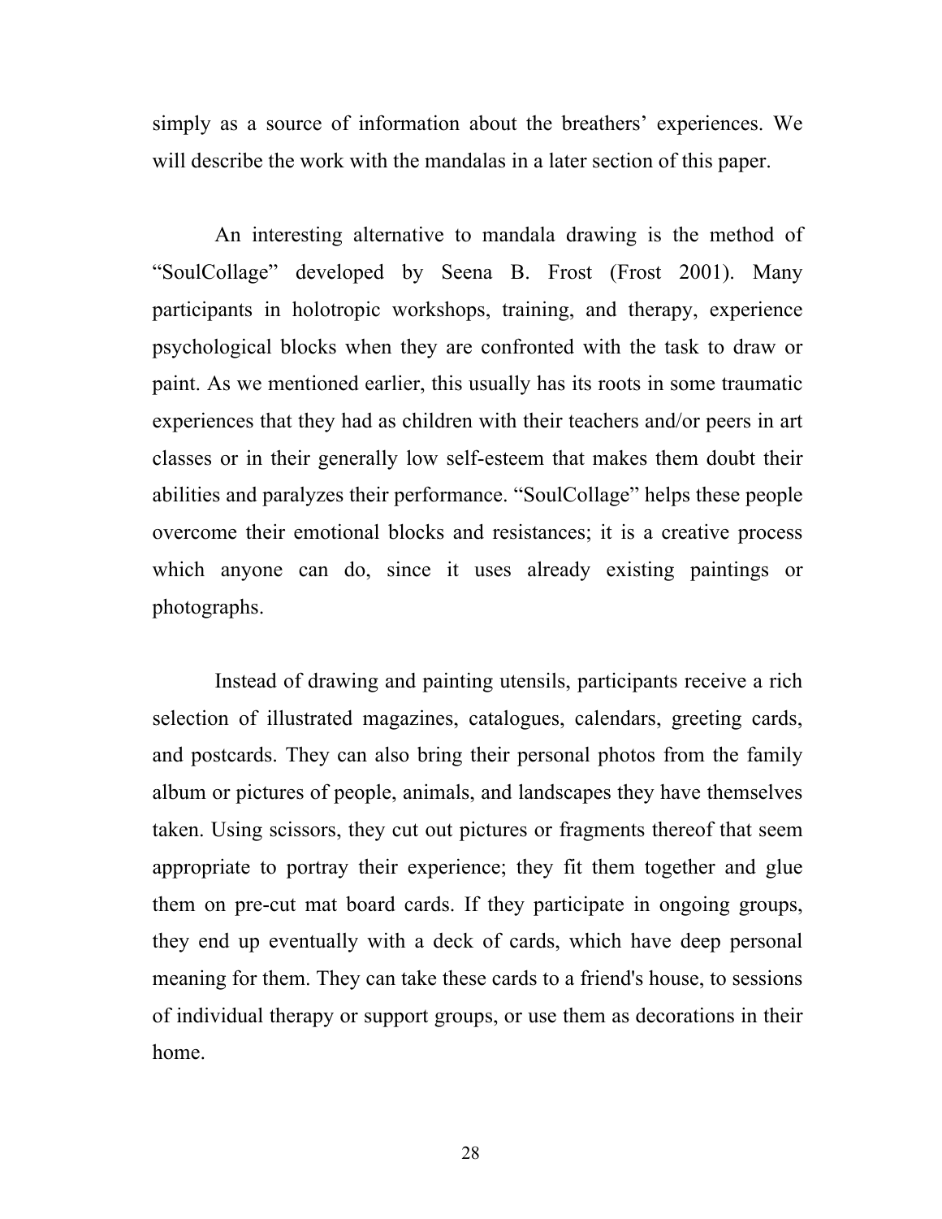simply as a source of information about the breathers' experiences. We will describe the work with the mandalas in a later section of this paper.

An interesting alternative to mandala drawing is the method of "SoulCollage" developed by Seena B. Frost (Frost 2001). Many participants in holotropic workshops, training, and therapy, experience psychological blocks when they are confronted with the task to draw or paint. As we mentioned earlier, this usually has its roots in some traumatic experiences that they had as children with their teachers and/or peers in art classes or in their generally low self-esteem that makes them doubt their abilities and paralyzes their performance. "SoulCollage" helps these people overcome their emotional blocks and resistances; it is a creative process which anyone can do, since it uses already existing paintings or photographs.

Instead of drawing and painting utensils, participants receive a rich selection of illustrated magazines, catalogues, calendars, greeting cards, and postcards. They can also bring their personal photos from the family album or pictures of people, animals, and landscapes they have themselves taken. Using scissors, they cut out pictures or fragments thereof that seem appropriate to portray their experience; they fit them together and glue them on pre-cut mat board cards. If they participate in ongoing groups, they end up eventually with a deck of cards, which have deep personal meaning for them. They can take these cards to a friend's house, to sessions of individual therapy or support groups, or use them as decorations in their home.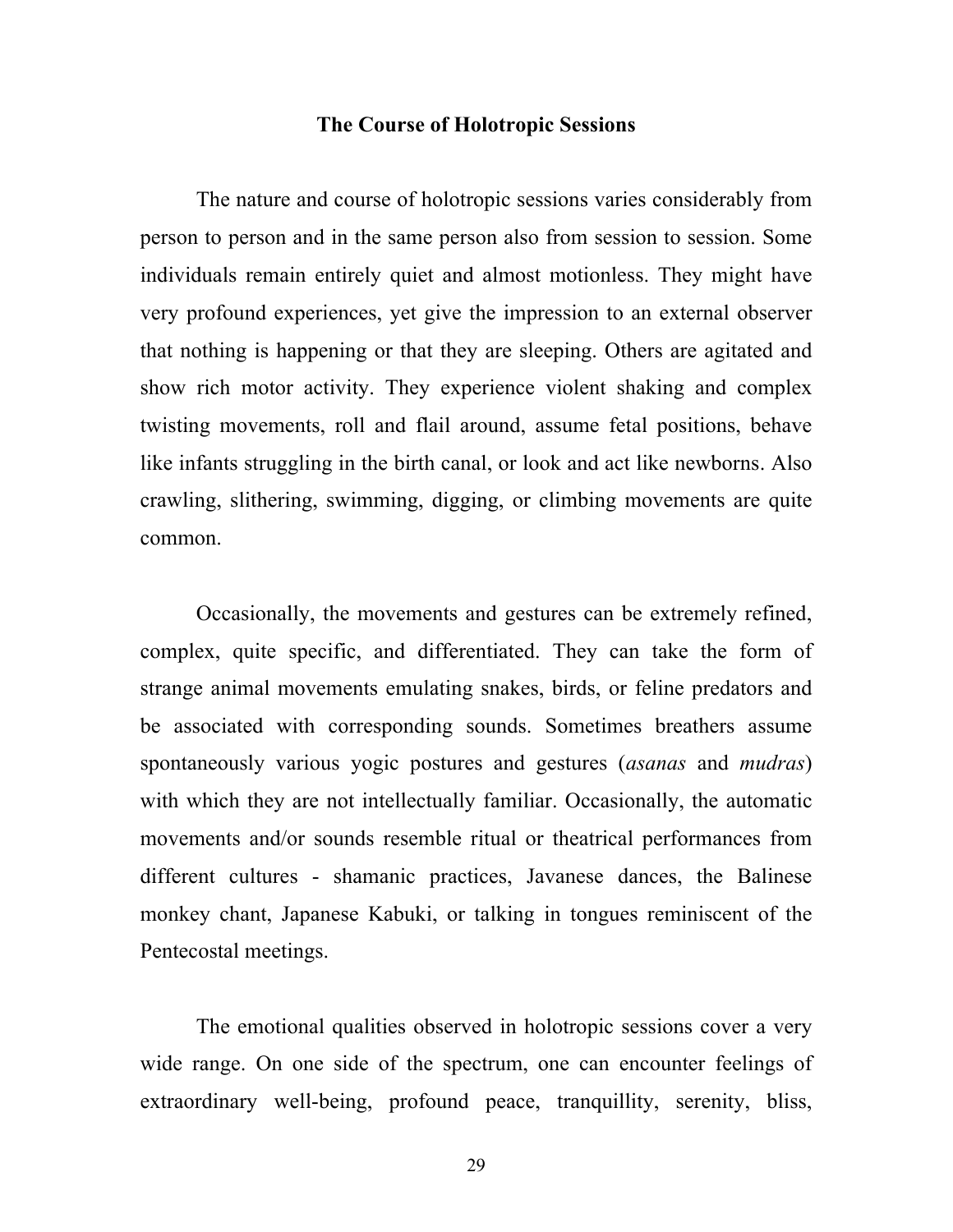## The Course of Holotropic Sessions

The nature and course of holotropic sessions varies considerably from person to person and in the same person also from session to session. Some individuals remain entirely quiet and almost motionless. They might have very profound experiences, yet give the impression to an external observer that nothing is happening or that they are sleeping. Others are agitated and show rich motor activity. They experience violent shaking and complex twisting movements, roll and flail around, assume fetal positions, behave like infants struggling in the birth canal, or look and act like newborns. Also crawling, slithering, swimming, digging, or climbing movements are quite common.

Occasionally, the movements and gestures can be extremely refined, complex, quite specific, and differentiated. They can take the form of strange animal movements emulating snakes, birds, or feline predators and be associated with corresponding sounds. Sometimes breathers assume spontaneously various yogic postures and gestures (*asanas* and *mudras*) with which they are not intellectually familiar. Occasionally, the automatic movements and/or sounds resemble ritual or theatrical performances from different cultures - shamanic practices, Javanese dances, the Balinese monkey chant, Japanese Kabuki, or talking in tongues reminiscent of the Pentecostal meetings.

The emotional qualities observed in holotropic sessions cover a very wide range. On one side of the spectrum, one can encounter feelings of extraordinary well-being, profound peace, tranquillity, serenity, bliss,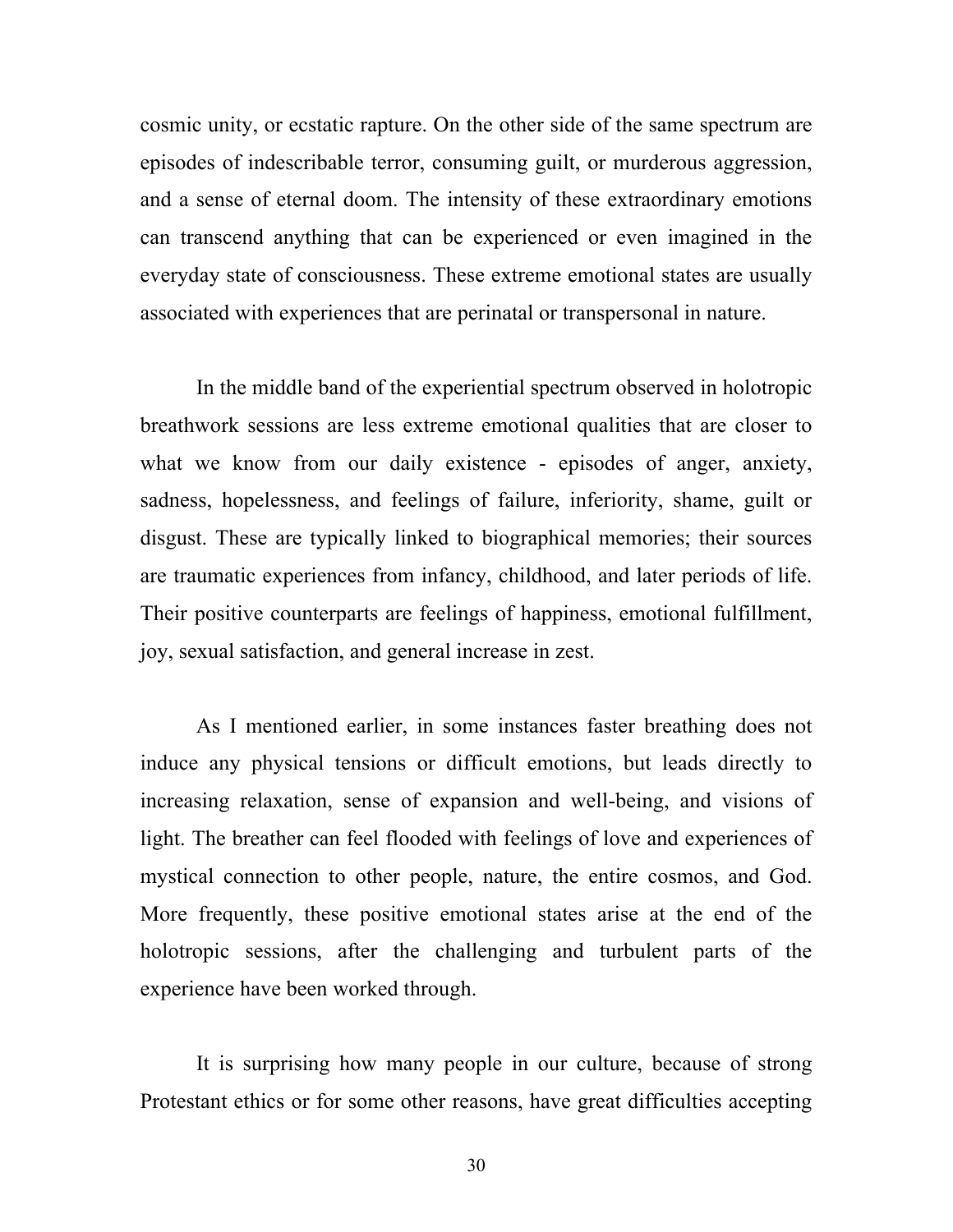cosmic unity, or ecstatic rapture. On the other side of the same spectrum are episodes of indescribable terror, consuming guilt, or murderous aggression, and a sense of eternal doom. The intensity of these extraordinary emotions can transcend anything that can be experienced or even imagined in the everyday state of consciousness. These extreme emotional states are usually associated with experiences that are perinatal or transpersonal in nature.

In the middle band of the experiential spectrum observed in holotropic breathwork sessions are less extreme emotional qualities that are closer to what we know from our daily existence - episodes of anger, anxiety, sadness, hopelessness, and feelings of failure, inferiority, shame, guilt or disgust. These are typically linked to biographical memories; their sources are traumatic experiences from infancy, childhood, and later periods of life. Their positive counterparts are feelings of happiness, emotional fulfillment, joy, sexual satisfaction, and general increase in zest.

As I mentioned earlier, in some instances faster breathing does not induce any physical tensions or difficult emotions, but leads directly to increasing relaxation, sense of expansion and well-being, and visions of light. The breather can feel flooded with feelings of love and experiences of mystical connection to other people, nature, the entire cosmos, and God. More frequently, these positive emotional states arise at the end of the holotropic sessions, after the challenging and turbulent parts of the experience have been worked through.

It is surprising how many people in our culture, because of strong Protestant ethics or for some other reasons, have great difficulties accepting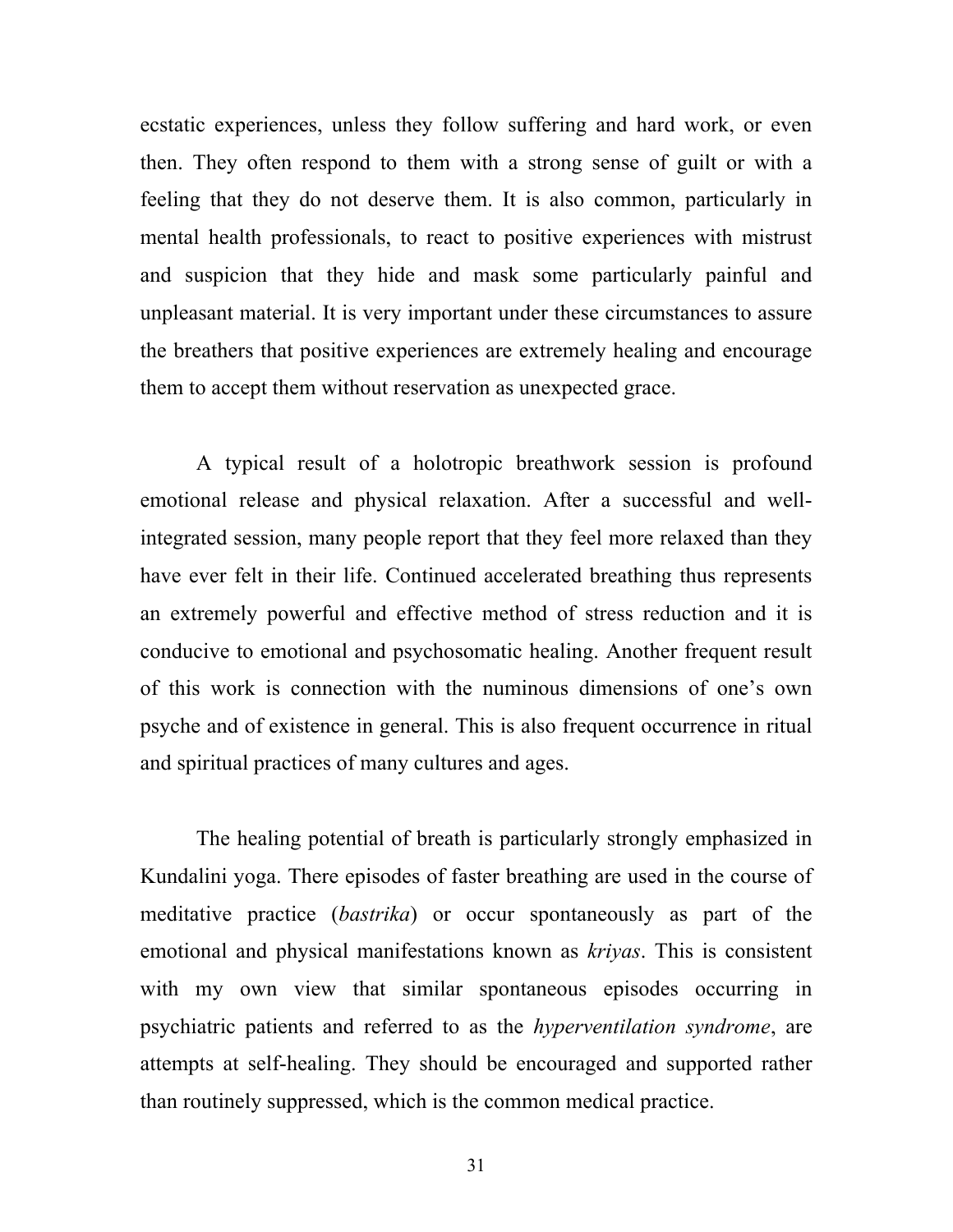ecstatic experiences, unless they follow suffering and hard work, or even then. They often respond to them with a strong sense of guilt or with a feeling that they do not deserve them. It is also common, particularly in mental health professionals, to react to positive experiences with mistrust and suspicion that they hide and mask some particularly painful and unpleasant material. It is very important under these circumstances to assure the breathers that positive experiences are extremely healing and encourage them to accept them without reservation as unexpected grace.

A typical result of a holotropic breathwork session is profound emotional release and physical relaxation. After a successful and well-integrated session, many people report that they feel more relaxed than they have ever felt in their life. Continued accelerated breathing thus represents an extremely powerful and effective method of stress reduction and it is conducive to emotional and psychosomatic healing. Another frequent result of this work is connection with the numinous dimensions of one's own psyche and of existence in general. This is also frequent occurrence in ritual and spiritual practices of many cultures and ages.

The healing potential of breath is particularly strongly emphasized in Kundalini yoga. There episodes of faster breathing are used in the course of meditative practice (*bastrika*) or occur spontaneously as part of the emotional and physical manifestations known as *kriyas*. This is consistent with my own view that similar spontaneous episodes occurring in psychiatric patients and referred to as the *hyperventilation syndrome*, are attempts at self-healing. They should be encouraged and supported rather than routinely suppressed, which is the common medical practice.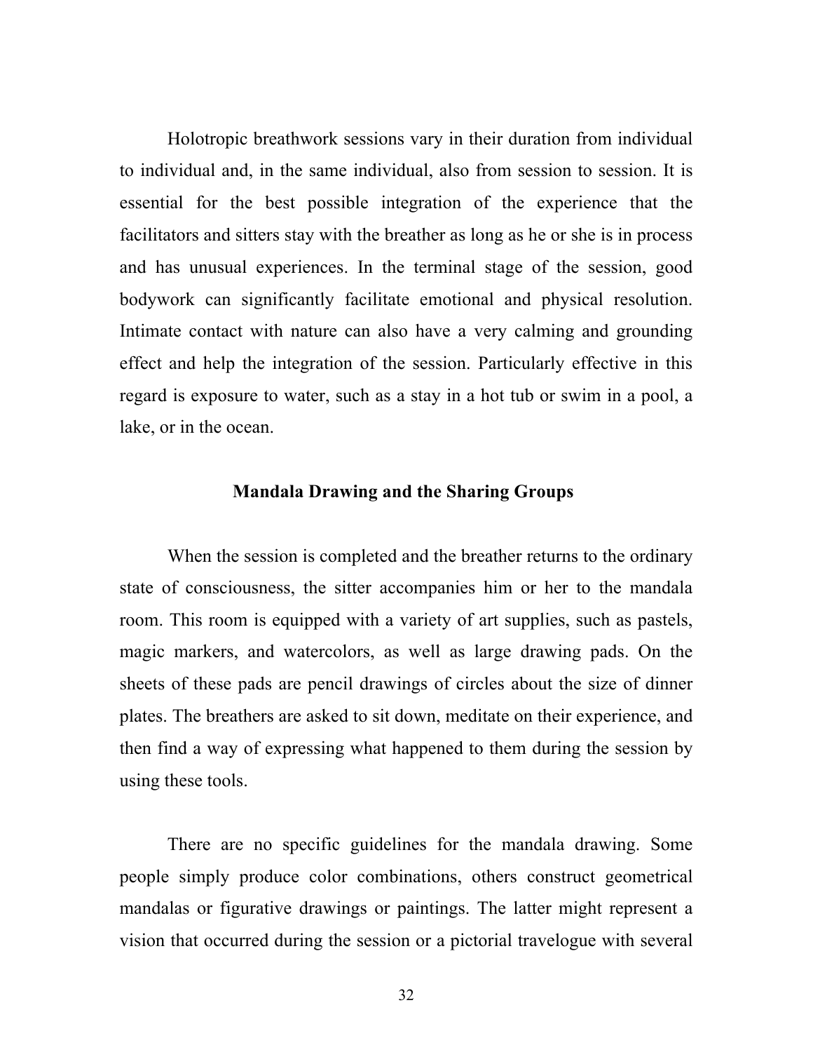Holotropic breathwork sessions vary in their duration from individual to individual and, in the same individual, also from session to session. It is essential for the best possible integration of the experience that the facilitators and sitters stay with the breather as long as he or she is in process and has unusual experiences. In the terminal stage of the session, good bodywork can significantly facilitate emotional and physical resolution. Intimate contact with nature can also have a very calming and grounding effect and help the integration of the session. Particularly effective in this regard is exposure to water, such as a stay in a hot tub or swim in a pool, a lake, or in the ocean.

## Mandala Drawing and the Sharing Groups

When the session is completed and the breather returns to the ordinary state of consciousness, the sitter accompanies him or her to the mandala room. This room is equipped with a variety of art supplies, such as pastels, magic markers, and watercolors, as well as large drawing pads. On the sheets of these pads are pencil drawings of circles about the size of dinner plates. The breathers are asked to sit down, meditate on their experience, and then find a way of expressing what happened to them during the session by using these tools.

There are no specific guidelines for the mandala drawing. Some people simply produce color combinations, others construct geometrical mandalas or figurative drawings or paintings. The latter might represent a vision that occurred during the session or a pictorial travelogue with several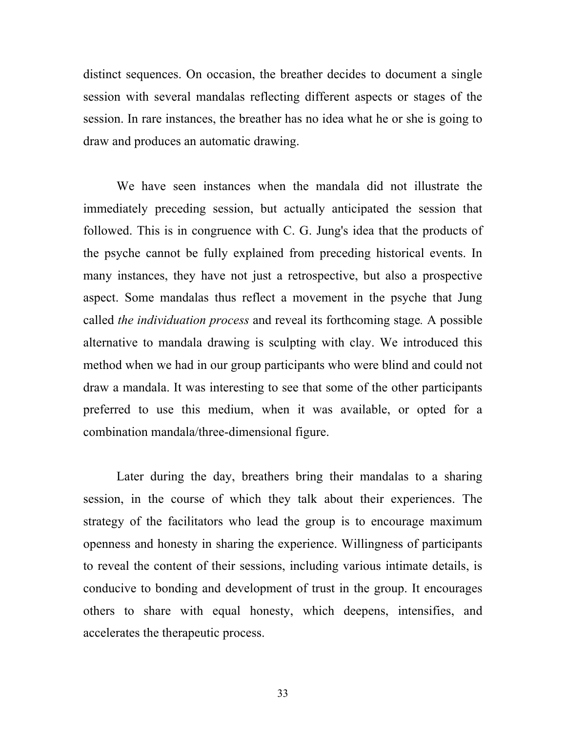distinct sequences. On occasion, the breather decides to document a single session with several mandalas reflecting different aspects or stages of the session. In rare instances, the breather has no idea what he or she is going to draw and produces an automatic drawing.

We have seen instances when the mandala did not illustrate the immediately preceding session, but actually anticipated the session that followed. This is in congruence with C. G. Jung's idea that the products of the psyche cannot be fully explained from preceding historical events. In many instances, they have not just a retrospective, but also a prospective aspect. Some mandalas thus reflect a movement in the psyche that Jung called *the individuation process* and reveal its forthcoming stage. A possible alternative to mandala drawing is sculpting with clay. We introduced this method when we had in our group participants who were blind and could not draw a mandala. It was interesting to see that some of the other participants preferred to use this medium, when it was available, or opted for a combination mandala/three-dimensional figure.

Later during the day, breathers bring their mandalas to a sharing session, in the course of which they talk about their experiences. The strategy of the facilitators who lead the group is to encourage maximum openness and honesty in sharing the experience. Willingness of participants to reveal the content of their sessions, including various intimate details, is conducive to bonding and development of trust in the group. It encourages others to share with equal honesty, which deepens, intensifies, and accelerates the therapeutic process.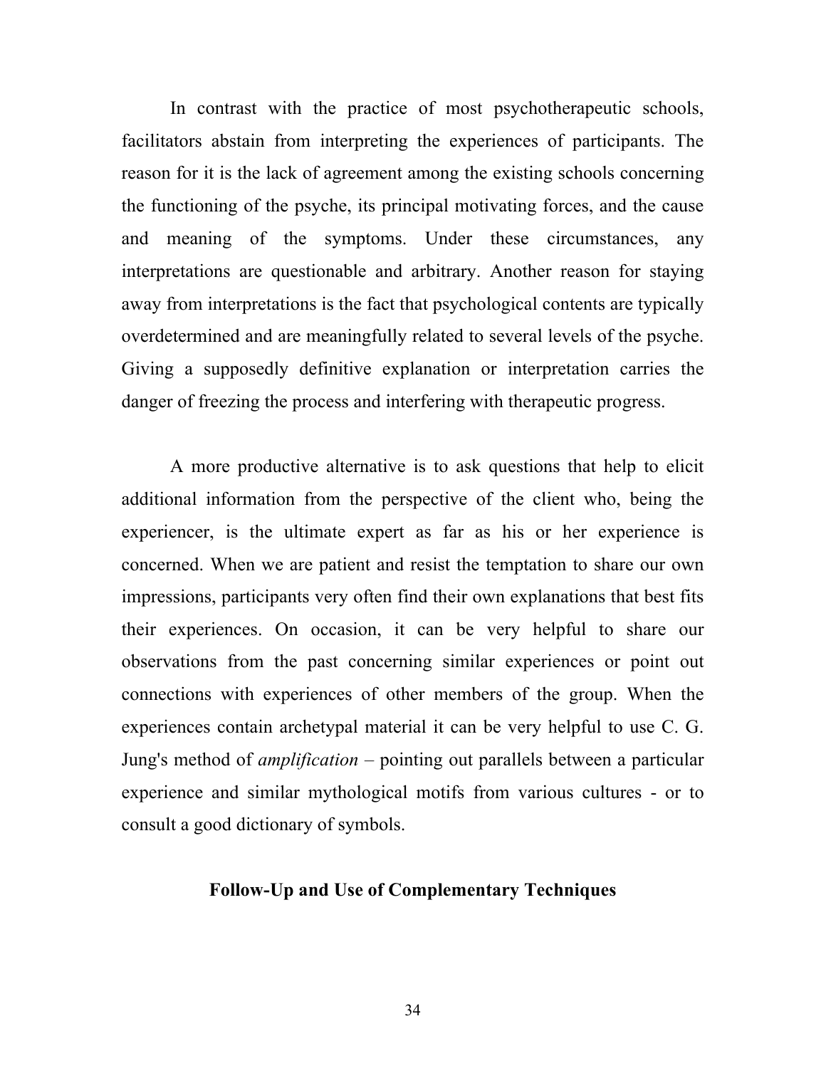In contrast with the practice of most psychotherapeutic schools, facilitators abstain from interpreting the experiences of participants. The reason for it is the lack of agreement among the existing schools concerning the functioning of the psyche, its principal motivating forces, and the cause and meaning of the symptoms. Under these circumstances, any interpretations are questionable and arbitrary. Another reason for staying away from interpretations is the fact that psychological contents are typically overdetermined and are meaningfully related to several levels of the psyche. Giving a supposedly definitive explanation or interpretation carries the danger of freezing the process and interfering with therapeutic progress.

A more productive alternative is to ask questions that help to elicit additional information from the perspective of the client who, being the experiencer, is the ultimate expert as far as his or her experience is concerned. When we are patient and resist the temptation to share our own impressions, participants very often find their own explanations that best fits their experiences. On occasion, it can be very helpful to share our observations from the past concerning similar experiences or point out connections with experiences of other members of the group. When the experiences contain archetypal material it can be very helpful to use C. G. Jung's method of *amplification* – pointing out parallels between a particular experience and similar mythological motifs from various cultures - or to consult a good dictionary of symbols.

## Follow-Up and Use of Complementary Techniques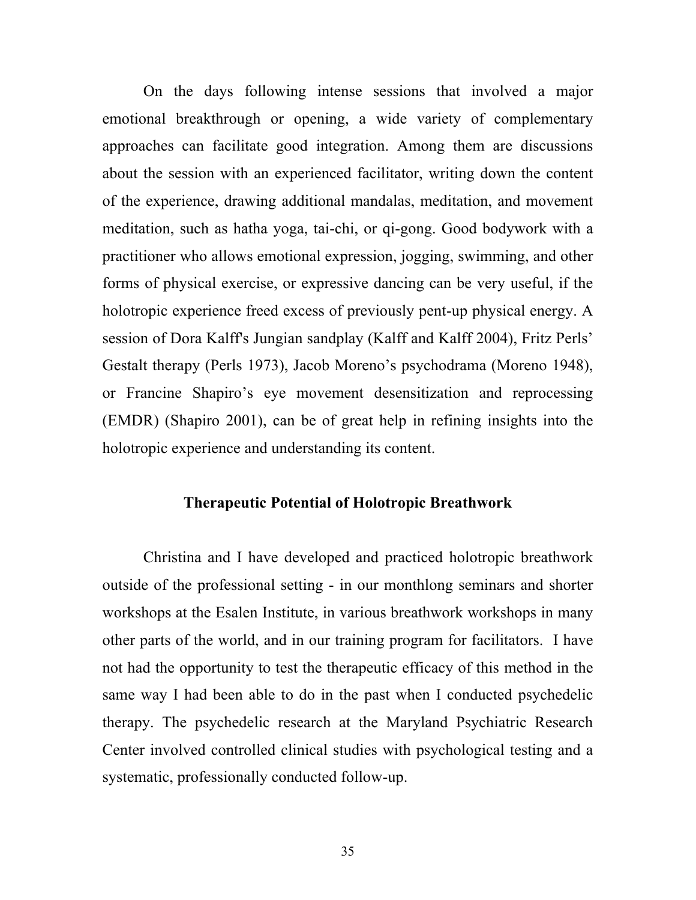On the days following intense sessions that involved a major emotional breakthrough or opening, a wide variety of complementary approaches can facilitate good integration. Among them are discussions about the session with an experienced facilitator, writing down the content of the experience, drawing additional mandalas, meditation, and movement meditation, such as hatha yoga, tai-chi, or qi-gong. Good bodywork with a practitioner who allows emotional expression, jogging, swimming, and other forms of physical exercise, or expressive dancing can be very useful, if the holotropic experience freed excess of previously pent-up physical energy. A session of Dora Kalff's Jungian sandplay (Kalff and Kalff 2004), Fritz Perls' Gestalt therapy (Perls 1973), Jacob Moreno's psychodrama (Moreno 1948), or Francine Shapiro's eye movement desensitization and reprocessing (EMDR) (Shapiro 2001), can be of great help in refining insights into the holotropic experience and understanding its content.

## Therapeutic Potential of Holotropic Breathwork

Christina and I have developed and practiced holotropic breathwork outside of the professional setting - in our monthlong seminars and shorter workshops at the Esalen Institute, in various breathwork workshops in many other parts of the world, and in our training program for facilitators. I have not had the opportunity to test the therapeutic efficacy of this method in the same way I had been able to do in the past when I conducted psychedelic therapy. The psychedelic research at the Maryland Psychiatric Research Center involved controlled clinical studies with psychological testing and a systematic, professionally conducted follow-up.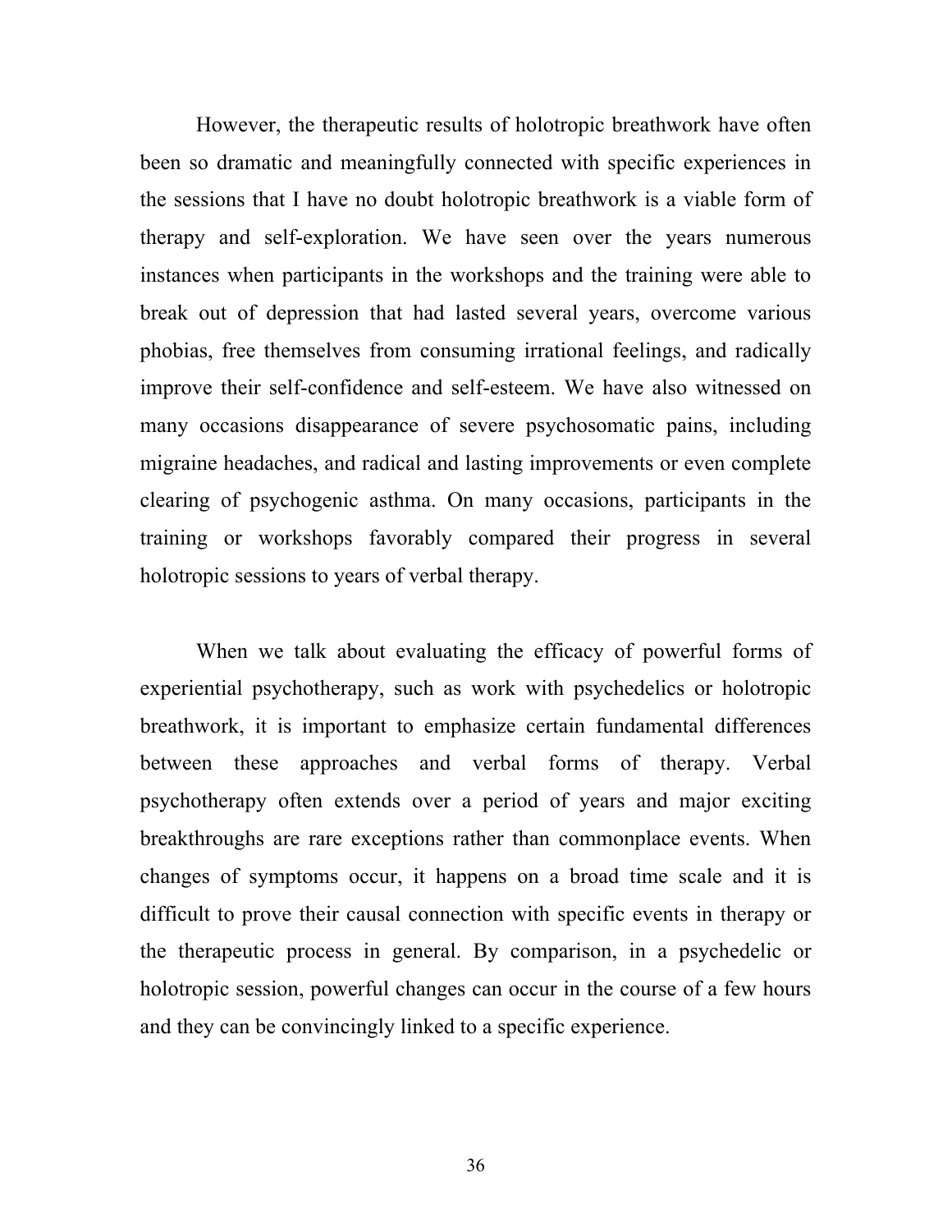However, the therapeutic results of holotropic breathwork have often been so dramatic and meaningfully connected with specific experiences in the sessions that I have no doubt holotropic breathwork is a viable form of therapy and self-exploration. We have seen over the years numerous instances when participants in the workshops and the training were able to break out of depression that had lasted several years, overcome various phobias, free themselves from consuming irrational feelings, and radically improve their self-confidence and self-esteem. We have also witnessed on many occasions disappearance of severe psychosomatic pains, including migraine headaches, and radical and lasting improvements or even complete clearing of psychogenic asthma. On many occasions, participants in the training or workshops favorably compared their progress in several holotropic sessions to years of verbal therapy.

When we talk about evaluating the efficacy of powerful forms of experiential psychotherapy, such as work with psychedelics or holotropic breathwork, it is important to emphasize certain fundamental differences between these approaches and verbal forms of therapy. Verbal psychotherapy often extends over a period of years and major exciting breakthroughs are rare exceptions rather than commonplace events. When changes of symptoms occur, it happens on a broad time scale and it is difficult to prove their causal connection with specific events in therapy or the therapeutic process in general. By comparison, in a psychedelic or holotropic session, powerful changes can occur in the course of a few hours and they can be convincingly linked to a specific experience.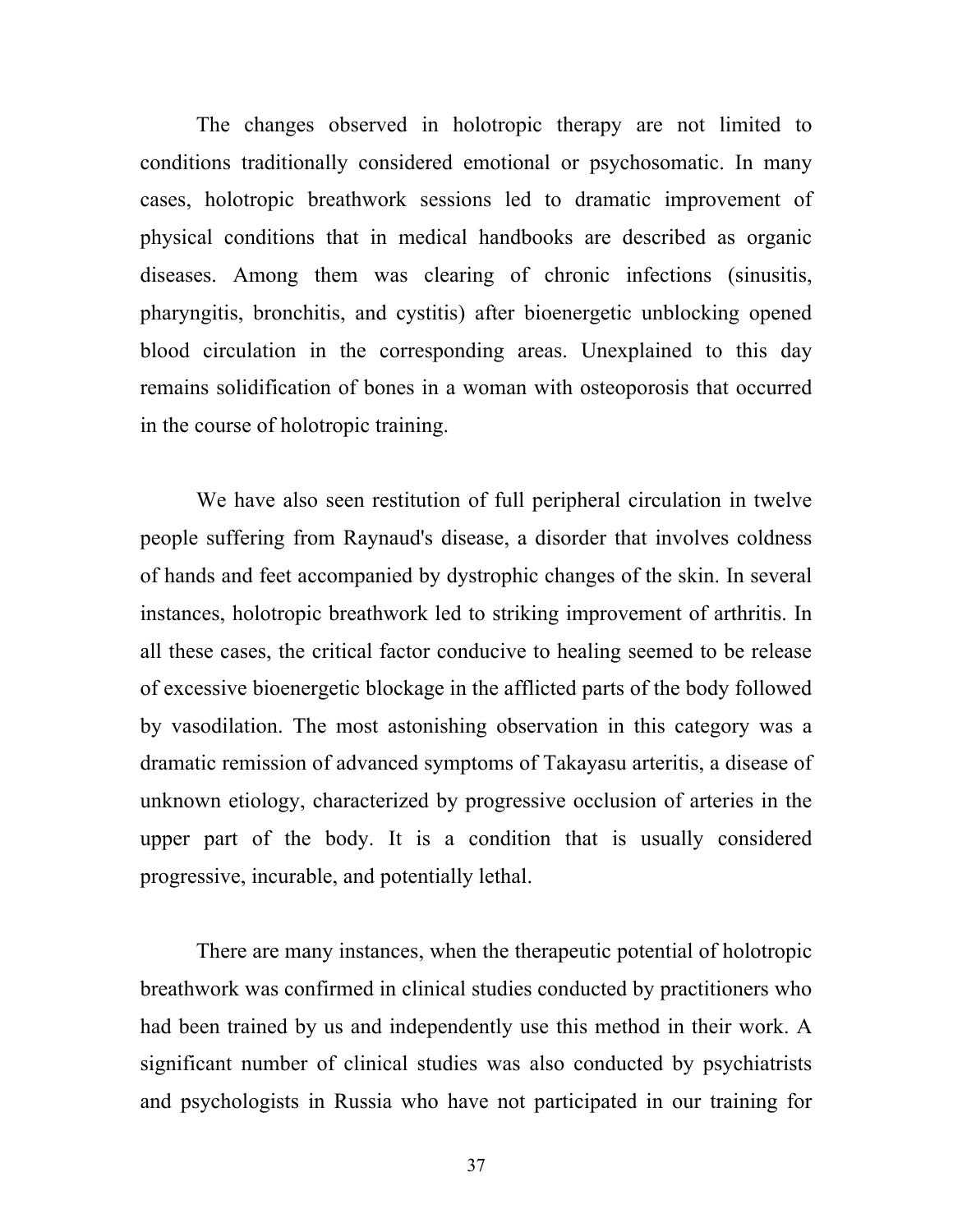The changes observed in holotropic therapy are not limited to conditions traditionally considered emotional or psychosomatic. In many cases, holotropic breathwork sessions led to dramatic improvement of physical conditions that in medical handbooks are described as organic diseases. Among them was clearing of chronic infections (sinusitis, pharyngitis, bronchitis, and cystitis) after bioenergetic unblocking opened blood circulation in the corresponding areas. Unexplained to this day remains solidification of bones in a woman with osteoporosis that occurred in the course of holotropic training.

We have also seen restitution of full peripheral circulation in twelve people suffering from Raynaud's disease, a disorder that involves coldness of hands and feet accompanied by dystrophic changes of the skin. In several instances, holotropic breathwork led to striking improvement of arthritis. In all these cases, the critical factor conducive to healing seemed to be release of excessive bioenergetic blockage in the afflicted parts of the body followed by vasodilation. The most astonishing observation in this category was a dramatic remission of advanced symptoms of Takayasu arteritis, a disease of unknown etiology, characterized by progressive occlusion of arteries in the upper part of the body. It is a condition that is usually considered progressive, incurable, and potentially lethal.

There are many instances, when the therapeutic potential of holotropic breathwork was confirmed in clinical studies conducted by practitioners who had been trained by us and independently use this method in their work. A significant number of clinical studies was also conducted by psychiatrists and psychologists in Russia who have not participated in our training for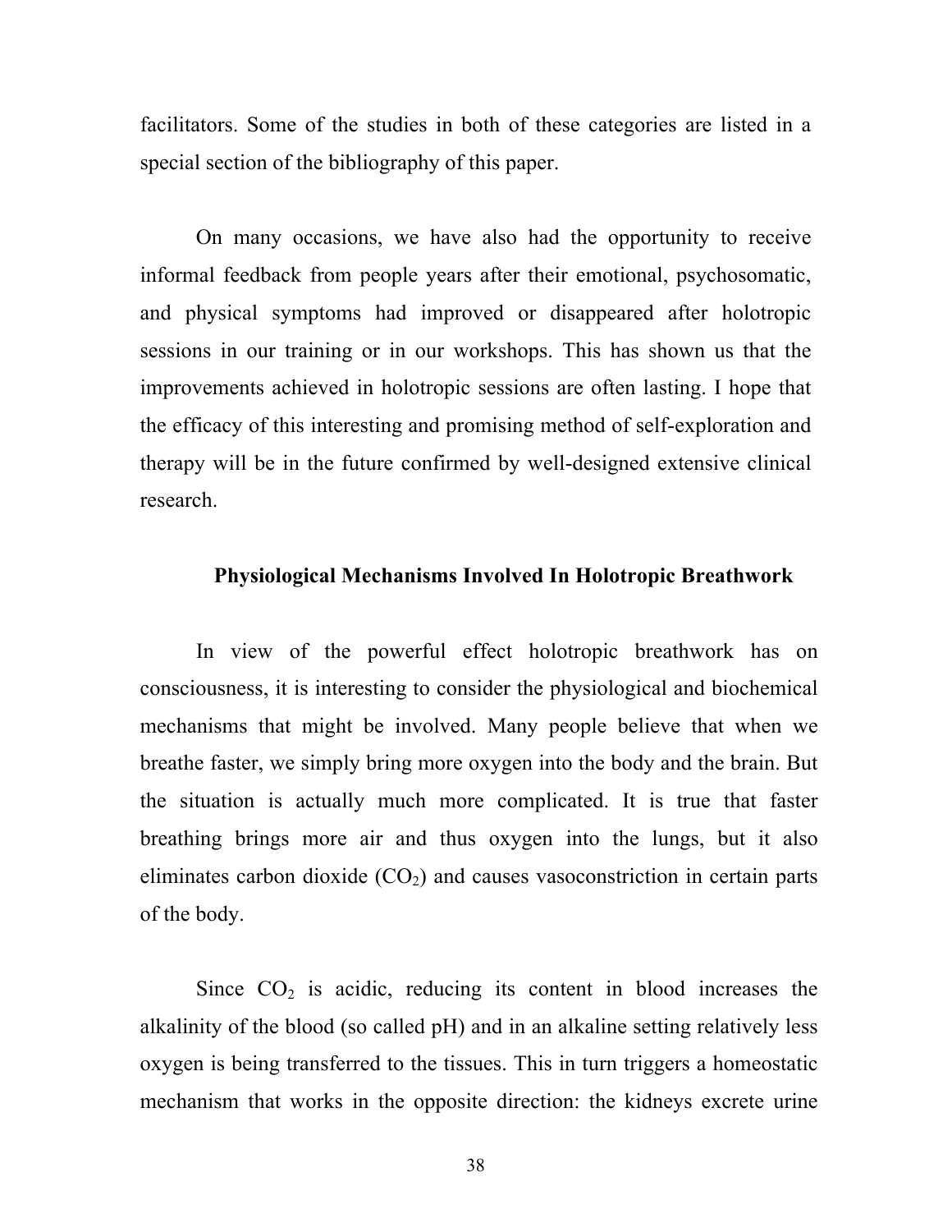facilitators. Some of the studies in both of these categories are listed in a special section of the bibliography of this paper.

On many occasions, we have also had the opportunity to receive informal feedback from people years after their emotional, psychosomatic, and physical symptoms had improved or disappeared after holotropic sessions in our training or in our workshops. This has shown us that the improvements achieved in holotropic sessions are often lasting. I hope that the efficacy of this interesting and promising method of self-exploration and therapy will be in the future confirmed by well-designed extensive clinical research.

## Physiological Mechanisms Involved In Holotropic Breathwork

In view of the powerful effect holotropic breathwork has on consciousness, it is interesting to consider the physiological and biochemical mechanisms that might be involved. Many people believe that when we breathe faster, we simply bring more oxygen into the body and the brain. But the situation is actually much more complicated. It is true that faster breathing brings more air and thus oxygen into the lungs, but it also eliminates carbon dioxide ($CO_2$) and causes vasoconstriction in certain parts of the body.

Since $CO_2$ is acidic, reducing its content in blood increases the alkalinity of the blood (so called pH) and in an alkaline setting relatively less oxygen is being transferred to the tissues. This in turn triggers a homeostatic mechanism that works in the opposite direction: the kidneys excrete urine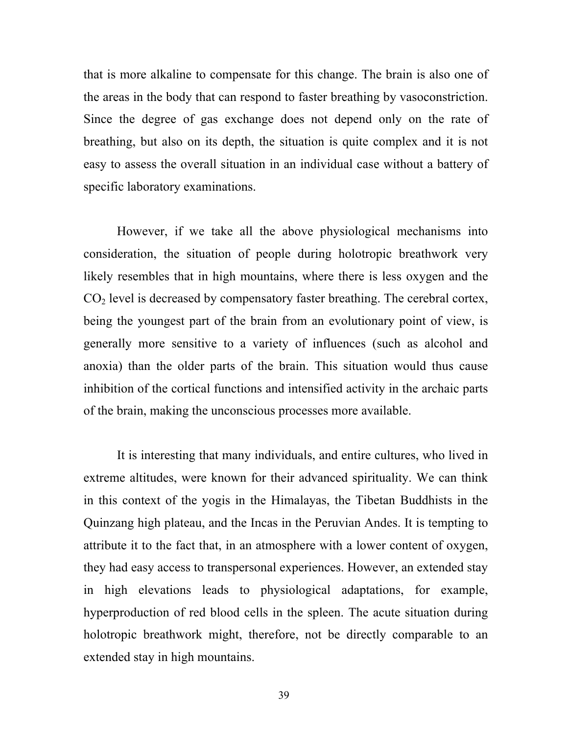that is more alkaline to compensate for this change. The brain is also one of the areas in the body that can respond to faster breathing by vasoconstriction. Since the degree of gas exchange does not depend only on the rate of breathing, but also on its depth, the situation is quite complex and it is not easy to assess the overall situation in an individual case without a battery of specific laboratory examinations.

However, if we take all the above physiological mechanisms into consideration, the situation of people during holotropic breathwork very likely resembles that in high mountains, where there is less oxygen and the $CO_2$ level is decreased by compensatory faster breathing. The cerebral cortex, being the youngest part of the brain from an evolutionary point of view, is generally more sensitive to a variety of influences (such as alcohol and anoxia) than the older parts of the brain. This situation would thus cause inhibition of the cortical functions and intensified activity in the archaic parts of the brain, making the unconscious processes more available.

It is interesting that many individuals, and entire cultures, who lived in extreme altitudes, were known for their advanced spirituality. We can think in this context of the yogis in the Himalayas, the Tibetan Buddhists in the Quinzang high plateau, and the Incas in the Peruvian Andes. It is tempting to attribute it to the fact that, in an atmosphere with a lower content of oxygen, they had easy access to transpersonal experiences. However, an extended stay in high elevations leads to physiological adaptations, for example, hyperproduction of red blood cells in the spleen. The acute situation during holotropic breathwork might, therefore, not be directly comparable to an extended stay in high mountains.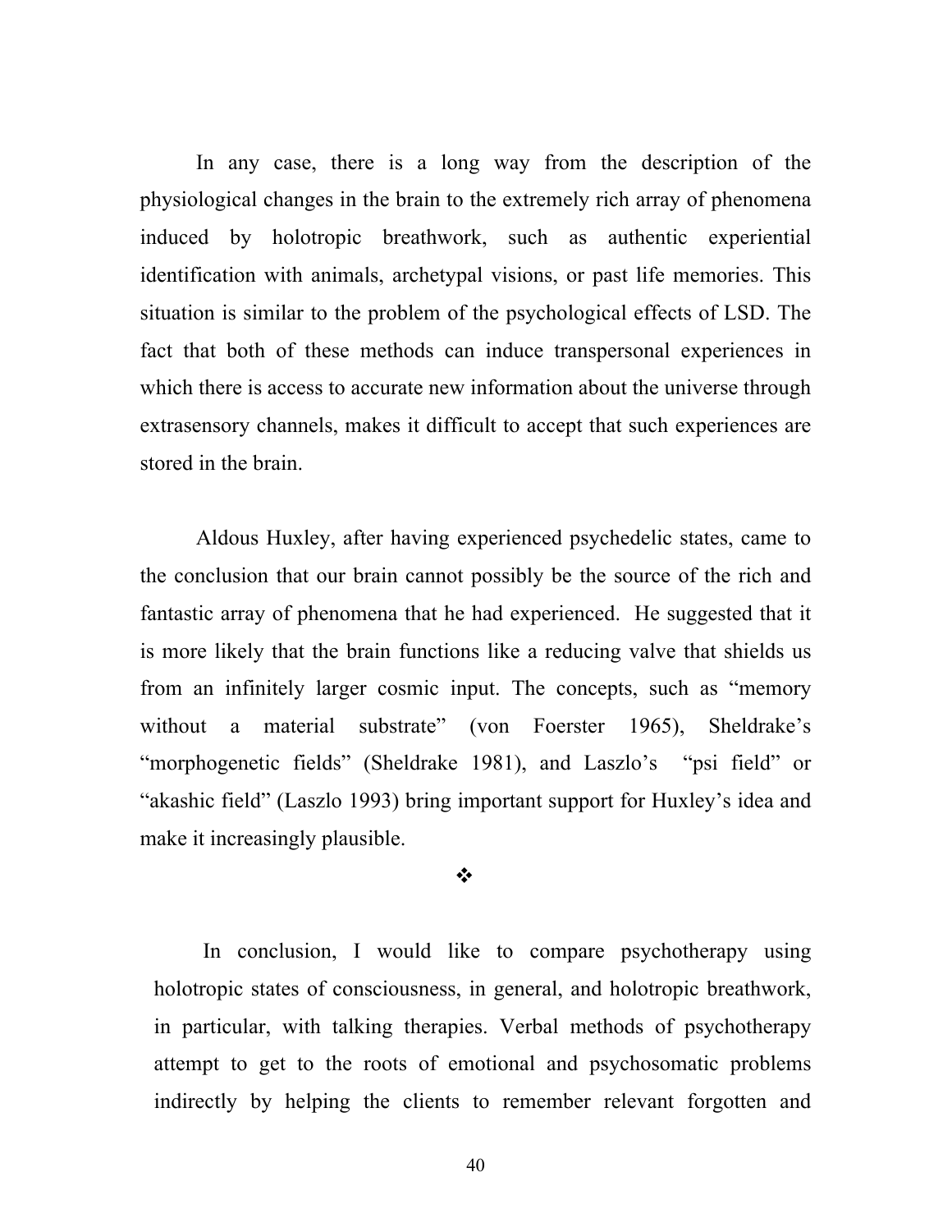In any case, there is a long way from the description of the physiological changes in the brain to the extremely rich array of phenomena induced by holotropic breathwork, such as authentic experiential identification with animals, archetypal visions, or past life memories. This situation is similar to the problem of the psychological effects of LSD. The fact that both of these methods can induce transpersonal experiences in which there is access to accurate new information about the universe through extrasensory channels, makes it difficult to accept that such experiences are stored in the brain.

Aldous Huxley, after having experienced psychedelic states, came to the conclusion that our brain cannot possibly be the source of the rich and fantastic array of phenomena that he had experienced. He suggested that it is more likely that the brain functions like a reducing valve that shields us from an infinitely larger cosmic input. The concepts, such as "memory without a material substrate" (von Foerster 1965), Sheldrake's "morphogenetic fields" (Sheldrake 1981), and Laszlo's "psi field" or "akashic field" (Laszlo 1993) bring important support for Huxley's idea and make it increasingly plausible.

❖

In conclusion, I would like to compare psychotherapy using holotropic states of consciousness, in general, and holotropic breathwork, in particular, with talking therapies. Verbal methods of psychotherapy attempt to get to the roots of emotional and psychosomatic problems indirectly by helping the clients to remember relevant forgotten and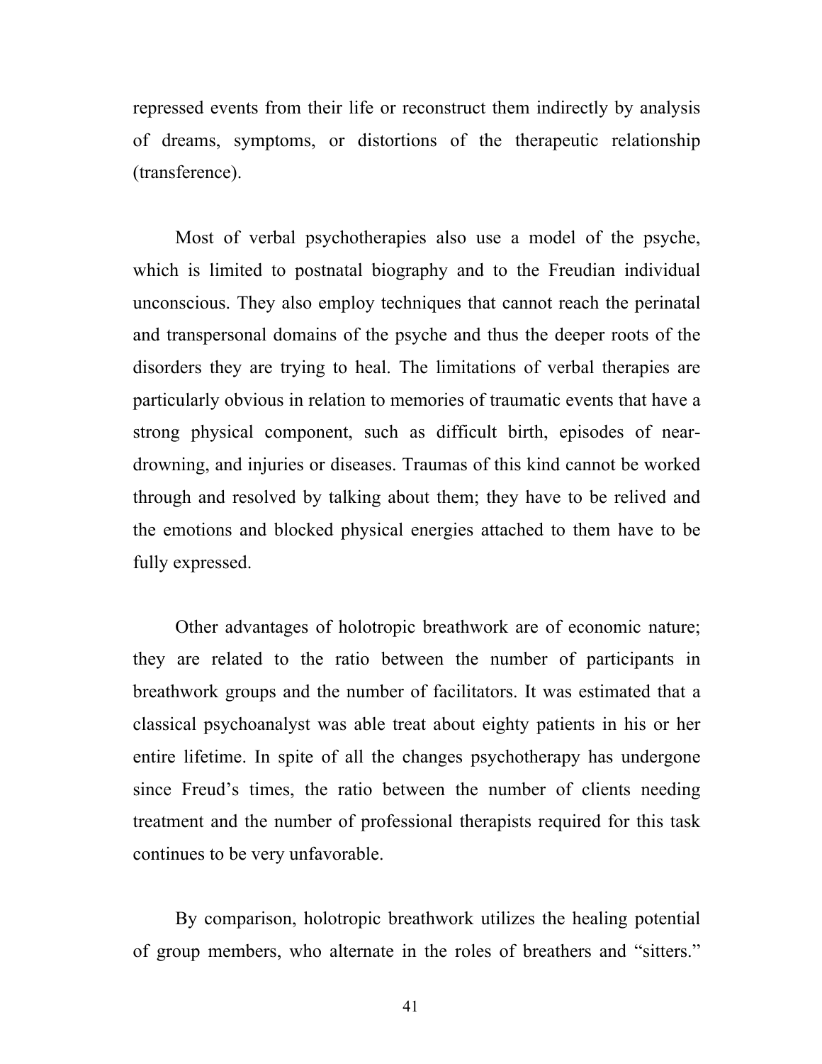repressed events from their life or reconstruct them indirectly by analysis of dreams, symptoms, or distortions of the therapeutic relationship (transference).

Most of verbal psychotherapies also use a model of the psyche, which is limited to postnatal biography and to the Freudian individual unconscious. They also employ techniques that cannot reach the perinatal and transpersonal domains of the psyche and thus the deeper roots of the disorders they are trying to heal. The limitations of verbal therapies are particularly obvious in relation to memories of traumatic events that have a strong physical component, such as difficult birth, episodes of near-drowning, and injuries or diseases. Traumas of this kind cannot be worked through and resolved by talking about them; they have to be relived and the emotions and blocked physical energies attached to them have to be fully expressed.

Other advantages of holotropic breathwork are of economic nature; they are related to the ratio between the number of participants in breathwork groups and the number of facilitators. It was estimated that a classical psychoanalyst was able treat about eighty patients in his or her entire lifetime. In spite of all the changes psychotherapy has undergone since Freud's times, the ratio between the number of clients needing treatment and the number of professional therapists required for this task continues to be very unfavorable.

By comparison, holotropic breathwork utilizes the healing potential of group members, who alternate in the roles of breathers and "sitters."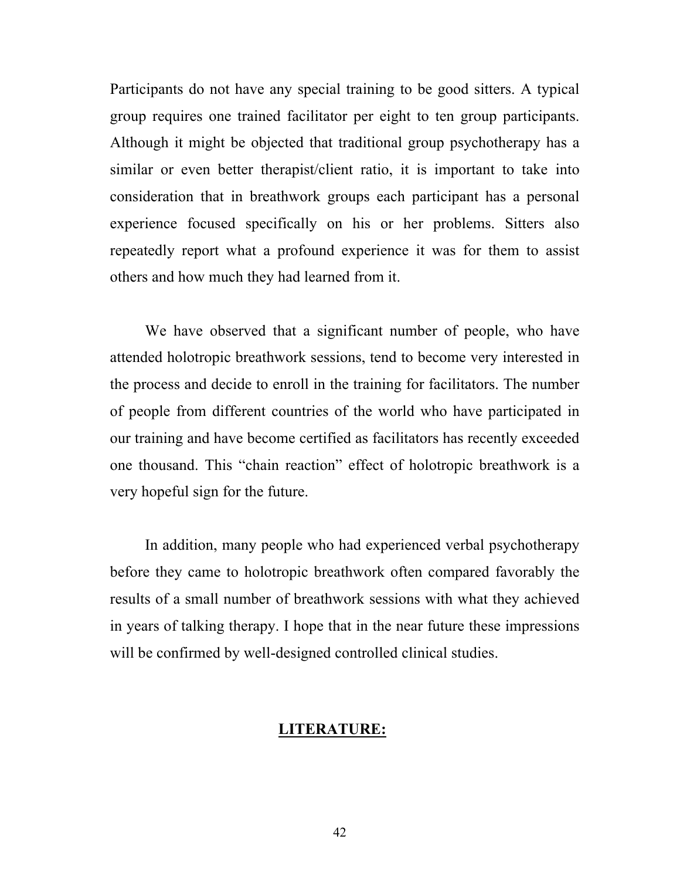Participants do not have any special training to be good sitters. A typical group requires one trained facilitator per eight to ten group participants. Although it might be objected that traditional group psychotherapy has a similar or even better therapist/client ratio, it is important to take into consideration that in breathwork groups each participant has a personal experience focused specifically on his or her problems. Sitters also repeatedly report what a profound experience it was for them to assist others and how much they had learned from it.

We have observed that a significant number of people, who have attended holotropic breathwork sessions, tend to become very interested in the process and decide to enroll in the training for facilitators. The number of people from different countries of the world who have participated in our training and have become certified as facilitators has recently exceeded one thousand. This "chain reaction" effect of holotropic breathwork is a very hopeful sign for the future.

In addition, many people who had experienced verbal psychotherapy before they came to holotropic breathwork often compared favorably the results of a small number of breathwork sessions with what they achieved in years of talking therapy. I hope that in the near future these impressions will be confirmed by well-designed controlled clinical studies.

## LITERATURE: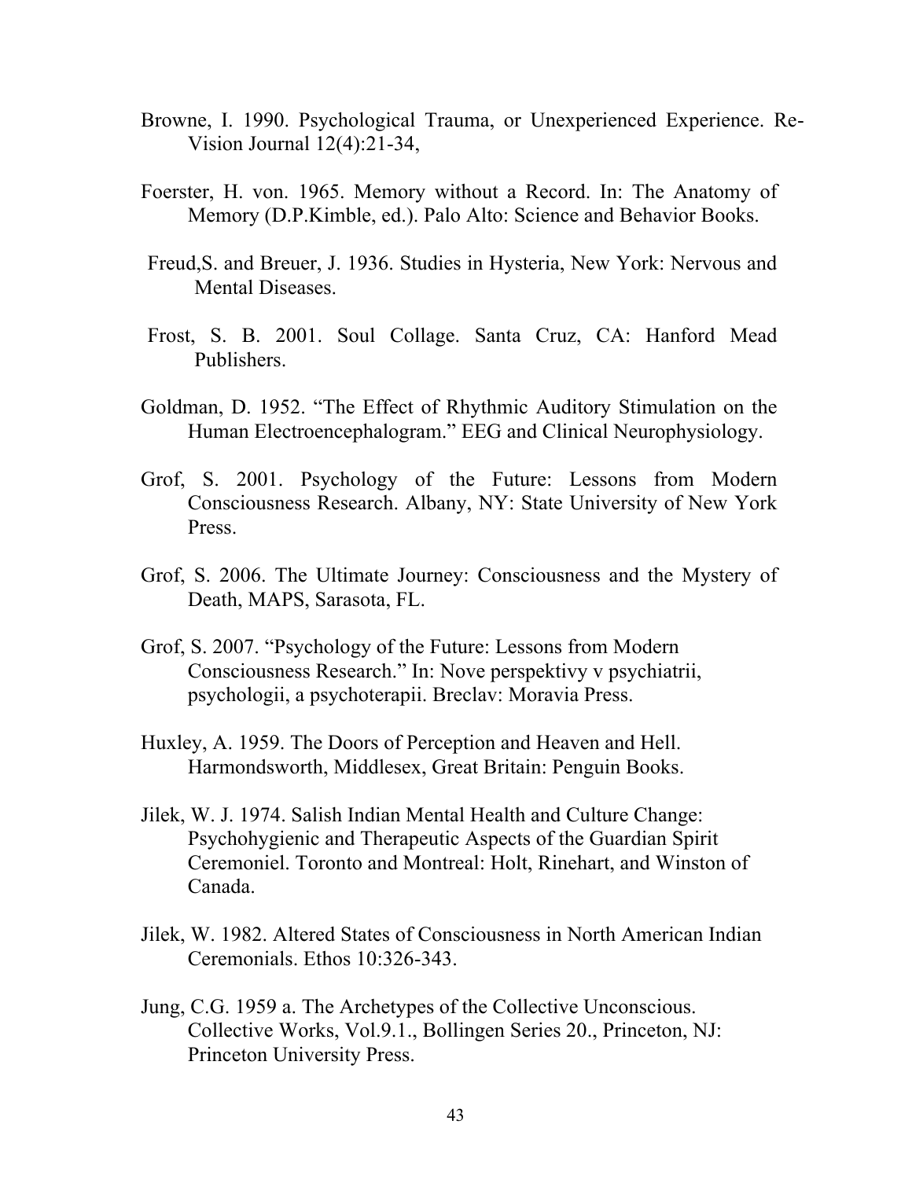Browne, I. 1990. Psychological Trauma, or Unexperienced Experience. Re-Vision Journal 12(4):21-34,

Foerster, H. von. 1965. Memory without a Record. In: The Anatomy of Memory (D.P.Kimble, ed.). Palo Alto: Science and Behavior Books.

Freud,S. and Breuer, J. 1936. Studies in Hysteria, New York: Nervous and Mental Diseases.

Frost, S. B. 2001. Soul Collage. Santa Cruz, CA: Hanford Mead Publishers.

Goldman, D. 1952. "The Effect of Rhythmic Auditory Stimulation on the Human Electroencephalogram." EEG and Clinical Neurophysiology.

Grof, S. 2001. Psychology of the Future: Lessons from Modern Consciousness Research. Albany, NY: State University of New York Press.

Grof, S. 2006. The Ultimate Journey: Consciousness and the Mystery of Death, MAPS, Sarasota, FL.

Grof, S. 2007. "Psychology of the Future: Lessons from Modern Consciousness Research." In: Nove perspektivy v psychiatrii, psychologii, a psychoterapii. Breclav: Moravia Press.

Huxley, A. 1959. The Doors of Perception and Heaven and Hell. Harmondsworth, Middlesex, Great Britain: Penguin Books.

Jilek, W. J. 1974. Salish Indian Mental Health and Culture Change: Psychohygienic and Therapeutic Aspects of the Guardian Spirit Ceremoniel. Toronto and Montreal: Holt, Rinehart, and Winston of Canada.

Jilek, W. 1982. Altered States of Consciousness in North American Indian Ceremonials. Ethos 10:326-343.

Jung, C.G. 1959 a. The Archetypes of the Collective Unconscious. Collective Works, Vol.9.1., Bollingen Series 20., Princeton, NJ: Princeton University Press.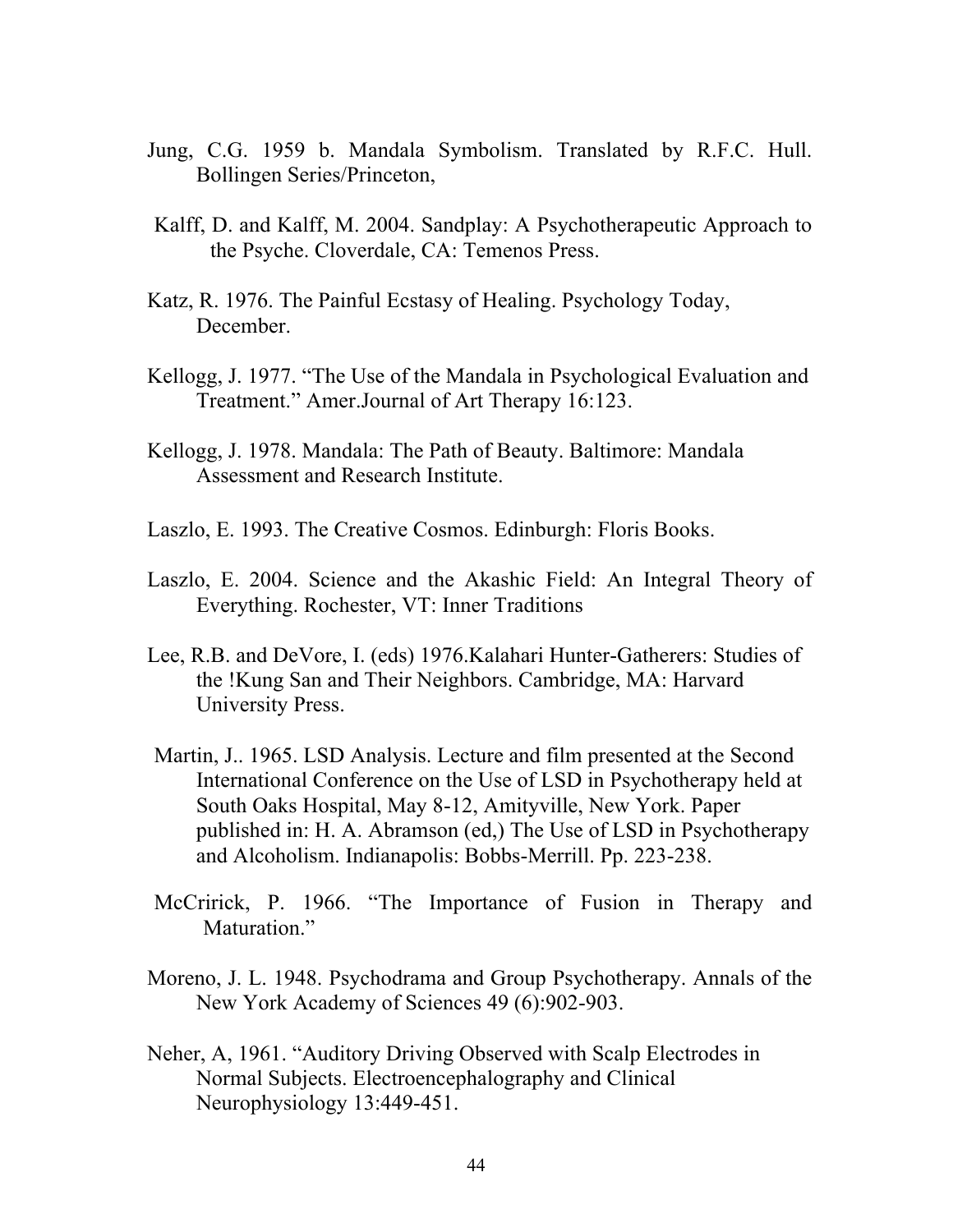Jung, C.G. 1959 b. Mandala Symbolism. Translated by R.F.C. Hull. Bollingen Series/Princeton,

Kalff, D. and Kalff, M. 2004. Sandplay: A Psychotherapeutic Approach to the Psyche. Cloverdale, CA: Temenos Press.

Katz, R. 1976. The Painful Ecstasy of Healing. Psychology Today, December.

Kellogg, J. 1977. "The Use of the Mandala in Psychological Evaluation and Treatment." Amer.Journal of Art Therapy 16:123.

Kellogg, J. 1978. Mandala: The Path of Beauty. Baltimore: Mandala Assessment and Research Institute.

Laszlo, E. 1993. The Creative Cosmos. Edinburgh: Floris Books.

Laszlo, E. 2004. Science and the Akashic Field: An Integral Theory of Everything. Rochester, VT: Inner Traditions

Lee, R.B. and DeVore, I. (eds) 1976.Kalahari Hunter-Gatherers: Studies of the !Kung San and Their Neighbors. Cambridge, MA: Harvard University Press.

Martin, J.. 1965. LSD Analysis. Lecture and film presented at the Second International Conference on the Use of LSD in Psychotherapy held at South Oaks Hospital, May 8-12, Amityville, New York. Paper published in: H. A. Abramson (ed,) The Use of LSD in Psychotherapy and Alcoholism. Indianapolis: Bobbs-Merrill. Pp. 223-238.

McCririck, P. 1966. "The Importance of Fusion in Therapy and Maturation."

Moreno, J. L. 1948. Psychodrama and Group Psychotherapy. Annals of the New York Academy of Sciences 49 (6):902-903.

Neher, A, 1961. "Auditory Driving Observed with Scalp Electrodes in Normal Subjects. Electroencephalography and Clinical Neurophysiology 13:449-451.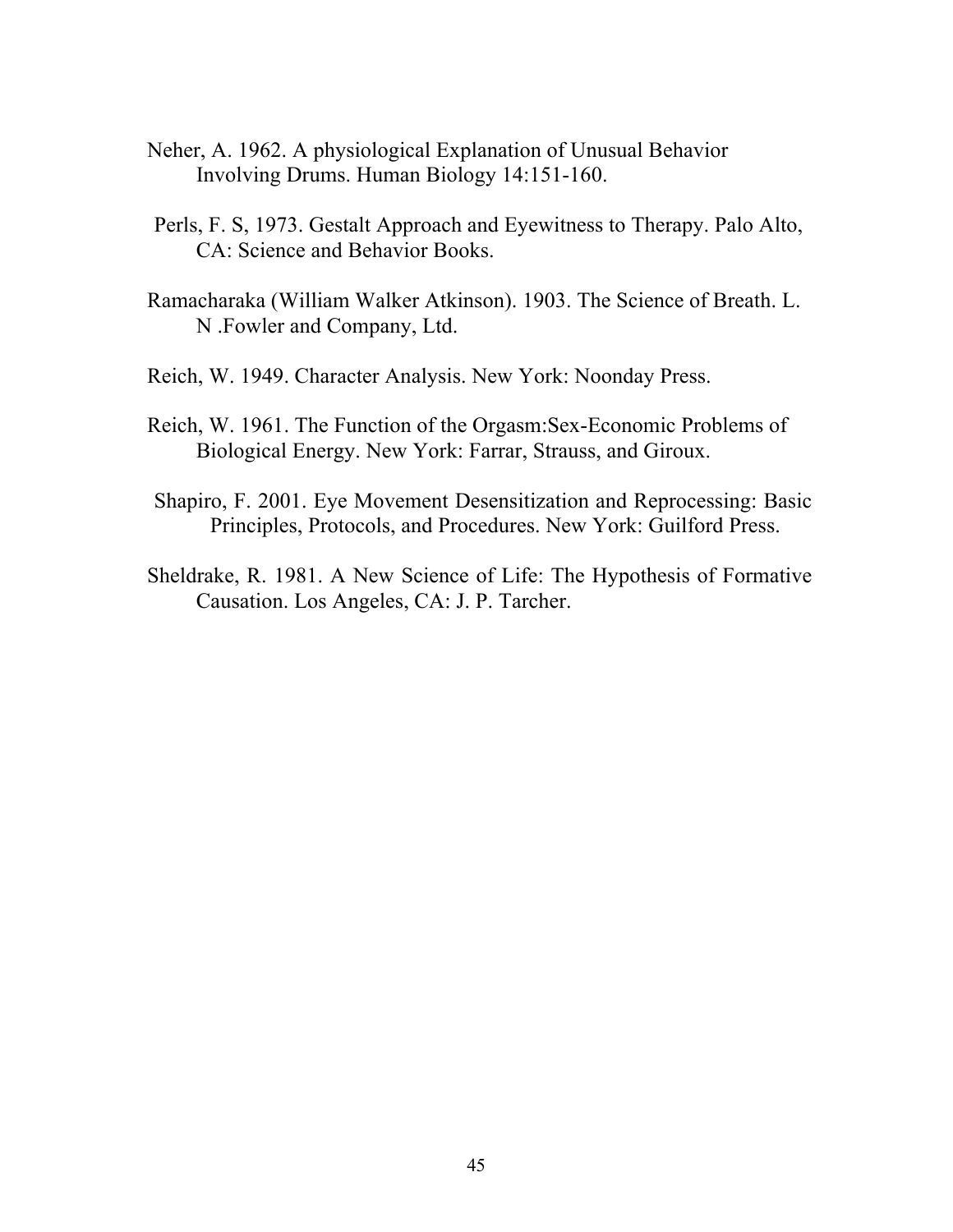Neher, A. 1962. A physiological Explanation of Unusual Behavior Involving Drums. Human Biology 14:151-160.

Perls, F. S, 1973. Gestalt Approach and Eyewitness to Therapy. Palo Alto, CA: Science and Behavior Books.

Ramacharaka (William Walker Atkinson). 1903. The Science of Breath. L. N .Fowler and Company, Ltd.

Reich, W. 1949. Character Analysis. New York: Noonday Press.

Reich, W. 1961. The Function of the Orgasm:Sex-Economic Problems of Biological Energy. New York: Farrar, Strauss, and Giroux.

Shapiro, F. 2001. Eye Movement Desensitization and Reprocessing: Basic Principles, Protocols, and Procedures. New York: Guilford Press.

Sheldrake, R. 1981. A New Science of Life: The Hypothesis of Formative Causation. Los Angeles, CA: J. P. Tarcher.